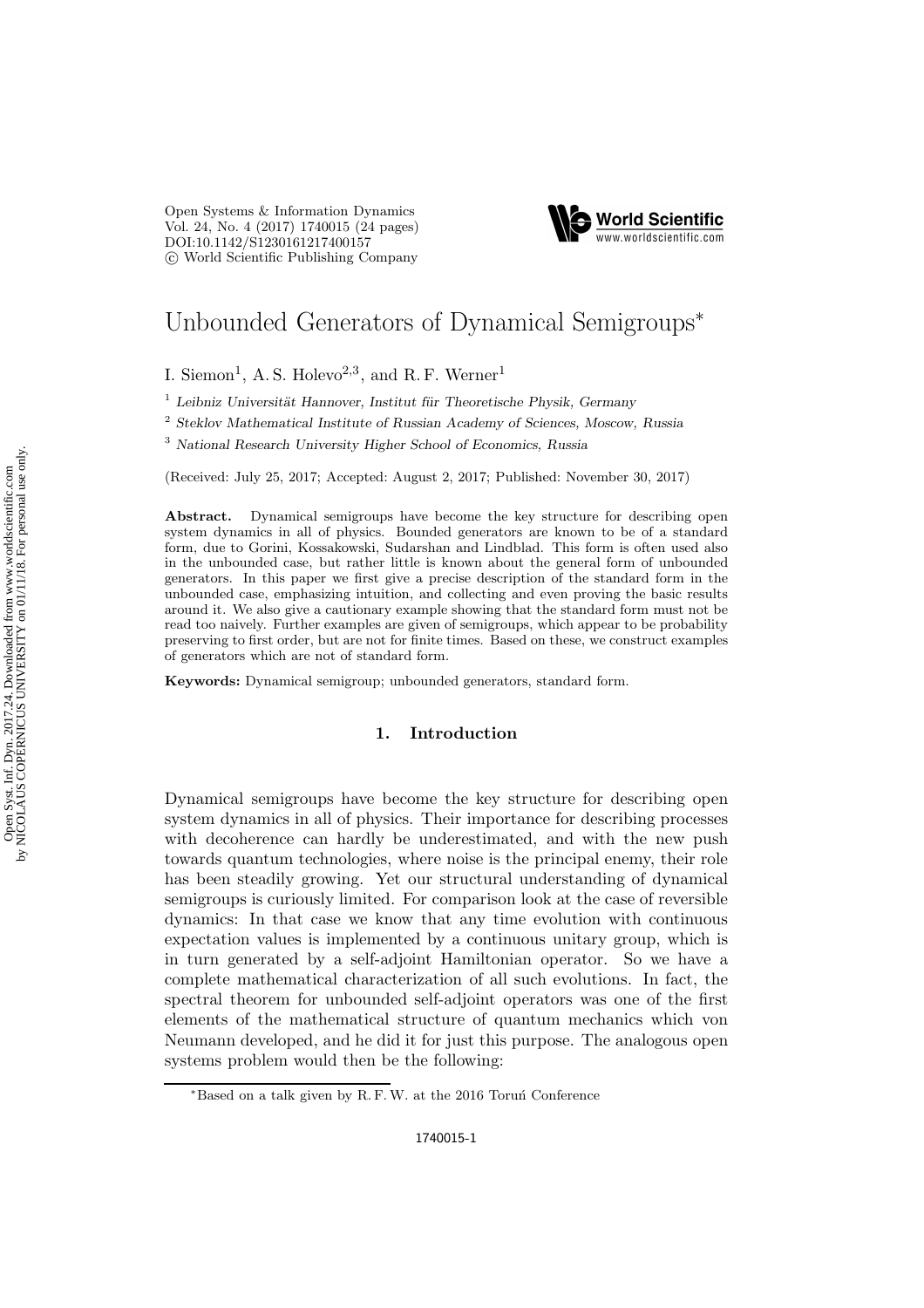# Unbounded Generators of Dynamical Semigroups*

I. Siemon[1], A. S. Holevo[2,3], and R. F. Werner[1]

[1] *Leibniz Universität Hannover, Institut für Theoretische Physik, Germany*

[2] *Steklov Mathematical Institute of Russian Academy of Sciences, Moscow, Russia*

[3] *National Research University Higher School of Economics, Russia*

(Received: July 25, 2017; Accepted: August 2, 2017; Published: November 30, 2017)

**Abstract.** Dynamical semigroups have become the key structure for describing open system dynamics in all of physics. Bounded generators are known to be of a standard form, due to Gorini, Kossakowski, Sudarshan and Lindblad. This form is often used also in the unbounded case, but rather little is known about the general form of unbounded generators. In this paper we first give a precise description of the standard form in the unbounded case, emphasizing intuition, and collecting and even proving the basic results around it. We also give a cautionary example showing that the standard form must not be read too naively. Further examples are given of semigroups, which appear to be probability preserving to first order, but are not for finite times. Based on these, we construct examples of generators which are not of standard form.

**Keywords:** Dynamical semigroup; unbounded generators, standard form.

## 1. Introduction

Dynamical semigroups have become the key structure for describing open system dynamics in all of physics. Their importance for describing processes with decoherence can hardly be underestimated, and with the new push towards quantum technologies, where noise is the principal enemy, their role has been steadily growing. Yet our structural understanding of dynamical semigroups is curiously limited. For comparison look at the case of reversible dynamics: In that case we know that any time evolution with continuous expectation values is implemented by a continuous unitary group, which is in turn generated by a self-adjoint Hamiltonian operator. So we have a complete mathematical characterization of all such evolutions. In fact, the spectral theorem for unbounded self-adjoint operators was one of the first elements of the mathematical structure of quantum mechanics which von Neumann developed, and he did it for just this purpose. The analogous open systems problem would then be the following:

*Based on a talk given by R. F. W. at the 2016 Toruń Conference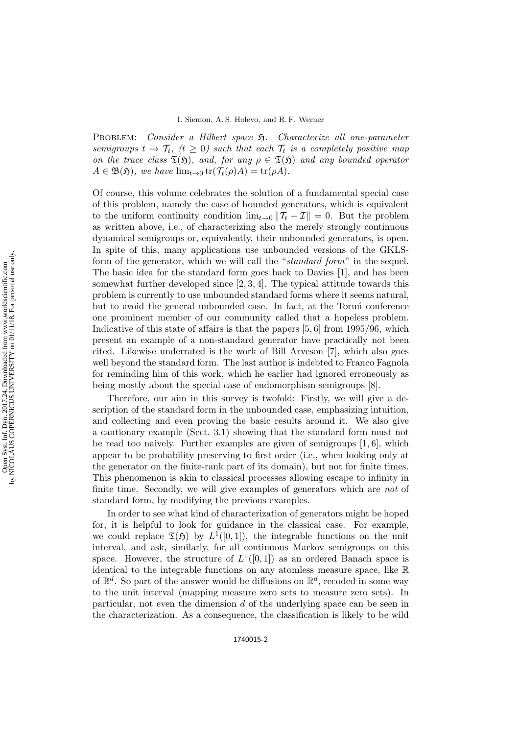PROBLEM: *Consider a Hilbert space $\mathfrak{H}$. Characterize all one-parameter semigroups $t \mapsto \mathcal{T}_t$, $(t \geq 0)$ such that each $\mathcal{T}_t$ is a completely positive map on the trace class $\mathfrak{T}(\mathfrak{H})$, and, for any $\rho \in \mathfrak{T}(\mathfrak{H})$ and any bounded operator $A \in \mathfrak{B}(\mathfrak{H})$, we have $\lim_{t\to 0} \operatorname{tr}(\mathcal{T}_t(\rho)A) = \operatorname{tr}(\rho A)$.*

Of course, this volume celebrates the solution of a fundamental special case of this problem, namely the case of bounded generators, which is equivalent to the uniform continuity condition $\lim_{t\to 0} \|\mathcal{T}_t - \mathcal{I}\| = 0$. But the problem as written above, i.e., of characterizing also the merely strongly continuous dynamical semigroups or, equivalently, their unbounded generators, is open. In spite of this, many applications use unbounded versions of the GKLS-form of the generator, which we will call the "*standard form*" in the sequel. The basic idea for the standard form goes back to Davies [1], and has been somewhat further developed since [2, 3, 4]. The typical attitude towards this problem is currently to use unbounded standard forms where it seems natural, but to avoid the general unbounded case. In fact, at the Toruń conference one prominent member of our community called that a hopeless problem. Indicative of this state of affairs is that the papers [5, 6] from 1995/96, which present an example of a non-standard generator have practically not been cited. Likewise underrated is the work of Bill Arveson [7], which also goes well beyond the standard form. The last author is indebted to Franco Fagnola for reminding him of this work, which he earlier had ignored erroneously as being mostly about the special case of endomorphism semigroups [8].

Therefore, our aim in this survey is twofold: Firstly, we will give a description of the standard form in the unbounded case, emphasizing intuition, and collecting and even proving the basic results around it. We also give a cautionary example (Sect. 3.1) showing that the standard form must not be read too naively. Further examples are given of semigroups [1, 6], which appear to be probability preserving to first order (i.e., when looking only at the generator on the finite-rank part of its domain), but not for finite times. This phenomenon is akin to classical processes allowing escape to infinity in finite time. Secondly, we will give examples of generators which are *not* of standard form, by modifying the previous examples.

In order to see what kind of characterization of generators might be hoped for, it is helpful to look for guidance in the classical case. For example, we could replace $\mathfrak{T}(\mathfrak{H})$ by $L^1([0, 1])$, the integrable functions on the unit interval, and ask, similarly, for all continuous Markov semigroups on this space. However, the structure of $L^1([0, 1])$ as an ordered Banach space is identical to the integrable functions on any atomless measure space, like $\mathbb{R}$ of $\mathbb{R}^d$. So part of the answer would be diffusions on $\mathbb{R}^d$, recoded in some way to the unit interval (mapping measure zero sets to measure zero sets). In particular, not even the dimension $d$ of the underlying space can be seen in the characterization. As a consequence, the classification is likely to be wild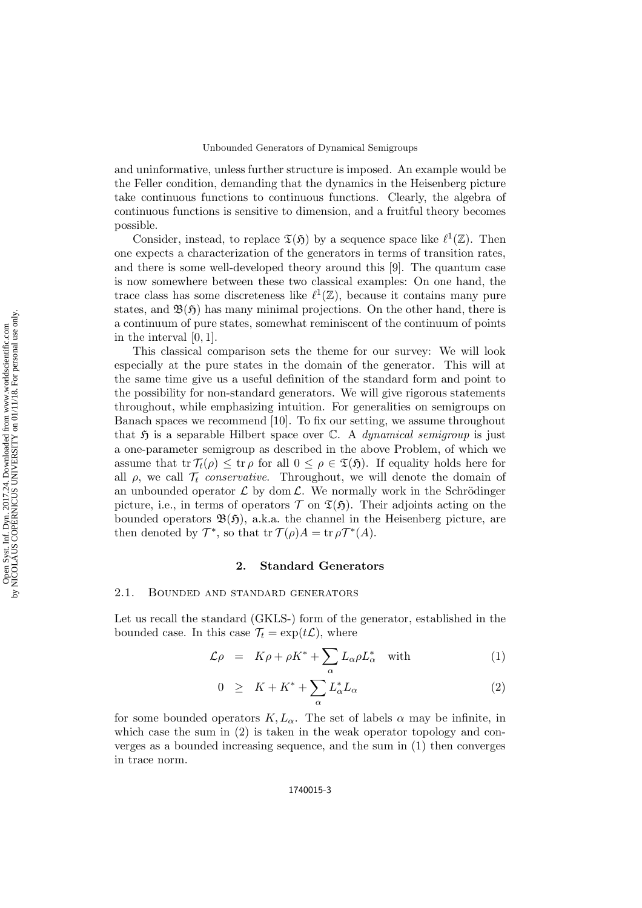and uninformative, unless further structure is imposed. An example would be the Feller condition, demanding that the dynamics in the Heisenberg picture take continuous functions to continuous functions. Clearly, the algebra of continuous functions is sensitive to dimension, and a fruitful theory becomes possible.

Consider, instead, to replace $\mathfrak{T}(\mathfrak{H})$ by a sequence space like $\ell^1(\mathbb{Z})$. Then one expects a characterization of the generators in terms of transition rates, and there is some well-developed theory around this [9]. The quantum case is now somewhere between these two classical examples: On one hand, the trace class has some discreteness like $\ell^1(\mathbb{Z})$, because it contains many pure states, and $\mathfrak{B}(\mathfrak{H})$ has many minimal projections. On the other hand, there is a continuum of pure states, somewhat reminiscent of the continuum of points in the interval $[0, 1]$.

This classical comparison sets the theme for our survey: We will look especially at the pure states in the domain of the generator. This will at the same time give us a useful definition of the standard form and point to the possibility for non-standard generators. We will give rigorous statements throughout, while emphasizing intuition. For generalities on semigroups on Banach spaces we recommend [10]. To fix our setting, we assume throughout that $\mathfrak{H}$ is a separable Hilbert space over $\mathbb{C}$. A *dynamical semigroup* is just a one-parameter semigroup as described in the above Problem, of which we assume that $\operatorname{tr} \mathcal{T}_t(\rho) \leq \operatorname{tr} \rho$ for all $0 \leq \rho \in \mathfrak{T}(\mathfrak{H})$. If equality holds here for all $\rho$, we call $\mathcal{T}_t$ *conservative*. Throughout, we will denote the domain of an unbounded operator $\mathcal{L}$ by $\operatorname{dom} \mathcal{L}$. We normally work in the Schrödinger picture, i.e., in terms of operators $\mathcal{T}$ on $\mathfrak{T}(\mathfrak{H})$. Their adjoints acting on the bounded operators $\mathfrak{B}(\mathfrak{H})$, a.k.a. the channel in the Heisenberg picture, are then denoted by $\mathcal{T}^*$, so that $\operatorname{tr} \mathcal{T}(\rho)A = \operatorname{tr} \rho \mathcal{T}^*(A)$.

## 2. Standard Generators

### 2.1. Bounded and standard generators

Let us recall the standard (GKLS-) form of the generator, established in the bounded case. In this case $\mathcal{T}_t = \exp(t\mathcal{L})$, where

$$\mathcal{L}\rho = K\rho + \rho K^* + \sum_\alpha L_\alpha \rho L_\alpha^* \quad \text{with} \tag{1}$$

$$0 \geq K + K^* + \sum_\alpha L_\alpha^* L_\alpha \tag{2}$$

for some bounded operators $K, L_\alpha$. The set of labels $\alpha$ may be infinite, in which case the sum in (2) is taken in the weak operator topology and converges as a bounded increasing sequence, and the sum in (1) then converges in trace norm.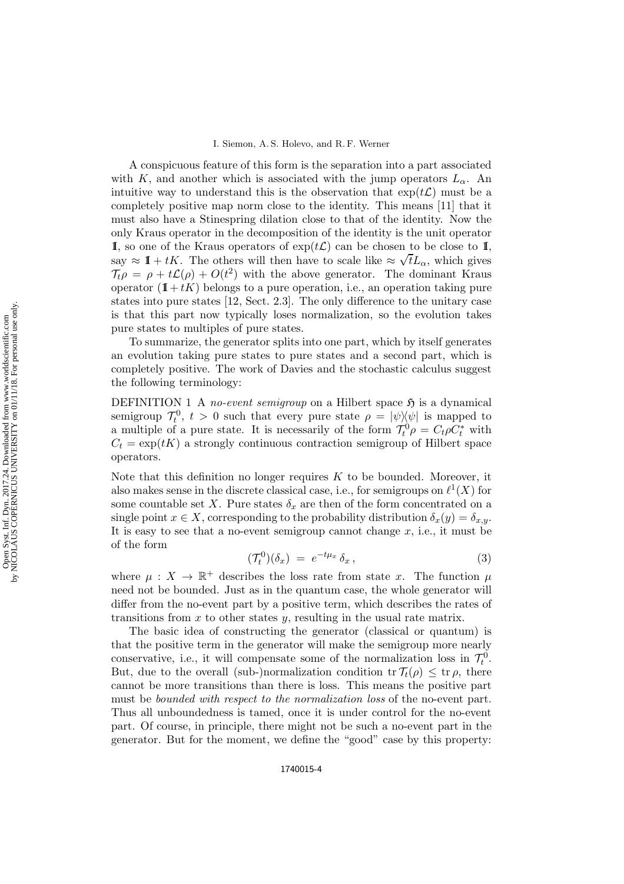A conspicuous feature of this form is the separation into a part associated with $K$, and another which is associated with the jump operators $L_\alpha$. An intuitive way to understand this is the observation that $\exp(t\mathcal{L})$ must be a completely positive map norm close to the identity. This means [11] that it must also have a Stinespring dilation close to that of the identity. Now the only Kraus operator in the decomposition of the identity is the unit operator $\mathbb{1}$, so one of the Kraus operators of $\exp(t\mathcal{L})$ can be chosen to be close to $\mathbb{1}$, say $\approx \mathbb{1} + tK$. The others will then have to scale like $\approx \sqrt{t}L_\alpha$, which gives $\mathcal{T}_t\rho = \rho + t\mathcal{L}(\rho) + O(t^2)$ with the above generator. The dominant Kraus operator $(\mathbb{1} + tK)$ belongs to a pure operation, i.e., an operation taking pure states into pure states [12, Sect. 2.3]. The only difference to the unitary case is that this part now typically loses normalization, so the evolution takes pure states to multiples of pure states.

To summarize, the generator splits into one part, which by itself generates an evolution taking pure states to pure states and a second part, which is completely positive. The work of Davies and the stochastic calculus suggest the following terminology:

DEFINITION 1 A *no-event semigroup* on a Hilbert space $\mathfrak{H}$ is a dynamical semigroup $\mathcal{T}_t^0$, $t > 0$ such that every pure state $\rho = |\psi\rangle\langle\psi|$ is mapped to a multiple of a pure state. It is necessarily of the form $\mathcal{T}_t^0\rho = C_t\rho C_t^*$ with $C_t = \exp(tK)$ a strongly continuous contraction semigroup of Hilbert space operators.

Note that this definition no longer requires $K$ to be bounded. Moreover, it also makes sense in the discrete classical case, i.e., for semigroups on $\ell^1(X)$ for some countable set $X$. Pure states $\delta_x$ are then of the form concentrated on a single point $x \in X$, corresponding to the probability distribution $\delta_x(y) = \delta_{x,y}$. It is easy to see that a no-event semigroup cannot change $x$, i.e., it must be of the form

$$(\mathcal{T}_t^0)(\delta_x) = e^{-t\mu_x}\,\delta_x\,, \tag{3}$$

where $\mu : X \to \mathbb{R}^+$ describes the loss rate from state $x$. The function $\mu$ need not be bounded. Just as in the quantum case, the whole generator will differ from the no-event part by a positive term, which describes the rates of transitions from $x$ to other states $y$, resulting in the usual rate matrix.

The basic idea of constructing the generator (classical or quantum) is that the positive term in the generator will make the semigroup more nearly conservative, i.e., it will compensate some of the normalization loss in $\mathcal{T}_t^0$. But, due to the overall (sub-)normalization condition $\operatorname{tr}\mathcal{T}_t(\rho) \leq \operatorname{tr}\rho$, there cannot be more transitions than there is loss. This means the positive part must be *bounded with respect to the normalization loss* of the no-event part. Thus all unboundedness is tamed, once it is under control for the no-event part. Of course, in principle, there might not be such a no-event part in the generator. But for the moment, we define the "good" case by this property: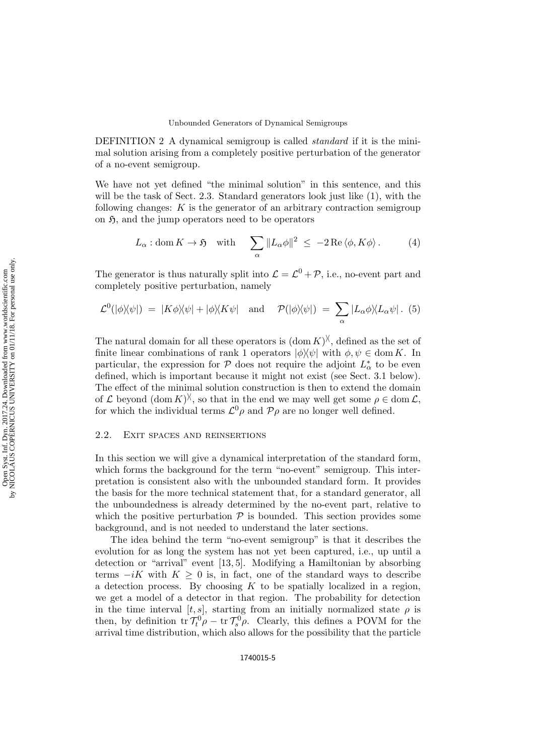DEFINITION 2 A dynamical semigroup is called *standard* if it is the minimal solution arising from a completely positive perturbation of the generator of a no-event semigroup.

We have not yet defined "the minimal solution" in this sentence, and this will be the task of Sect. 2.3. Standard generators look just like (1), with the following changes: $K$ is the generator of an arbitrary contraction semigroup on $\mathfrak{H}$, and the jump operators need to be operators

$$L_\alpha : \operatorname{dom} K \to \mathfrak{H} \quad \text{with} \quad \sum_\alpha \|L_\alpha \phi\|^2 \;\le\; -2\operatorname{Re}\langle \phi, K\phi\rangle\,. \tag{4}$$

The generator is thus naturally split into $\mathcal{L} = \mathcal{L}^0 + \mathcal{P}$, i.e., no-event part and completely positive perturbation, namely

$$\mathcal{L}^0(|\phi\rangle\!\langle\psi|) \;=\; |K\phi\rangle\!\langle\psi| + |\phi\rangle\!\langle K\psi| \quad \text{and} \quad \mathcal{P}(|\phi\rangle\!\langle\psi|) \;=\; \sum_\alpha |L_\alpha\phi\rangle\!\langle L_\alpha\psi|\,. \tag{5}$$

The natural domain for all these operators is $(\operatorname{dom} K)^{\rangle\!\langle}$, defined as the set of finite linear combinations of rank 1 operators $|\phi\rangle\!\langle\psi|$ with $\phi, \psi \in \operatorname{dom} K$. In particular, the expression for $\mathcal{P}$ does not require the adjoint $L_\alpha^*$ to be even defined, which is important because it might not exist (see Sect. 3.1 below). The effect of the minimal solution construction is then to extend the domain of $\mathcal{L}$ beyond $(\operatorname{dom} K)^{\rangle\!\langle}$, so that in the end we may well get some $\rho \in \operatorname{dom}\mathcal{L}$, for which the individual terms $\mathcal{L}^0\rho$ and $\mathcal{P}\rho$ are no longer well defined.

### 2.2. Exit spaces and reinsertions

In this section we will give a dynamical interpretation of the standard form, which forms the background for the term "no-event" semigroup. This interpretation is consistent also with the unbounded standard form. It provides the basis for the more technical statement that, for a standard generator, all the unboundedness is already determined by the no-event part, relative to which the positive perturbation $\mathcal{P}$ is bounded. This section provides some background, and is not needed to understand the later sections.

The idea behind the term "no-event semigroup" is that it describes the evolution for as long the system has not yet been captured, i.e., up until a detection or "arrival" event [13, 5]. Modifying a Hamiltonian by absorbing terms $-iK$ with $K \ge 0$ is, in fact, one of the standard ways to describe a detection process. By choosing $K$ to be spatially localized in a region, we get a model of a detector in that region. The probability for detection in the time interval $[t, s]$, starting from an initially normalized state $\rho$ is then, by definition $\operatorname{tr}\mathcal{T}_t^0\rho - \operatorname{tr}\mathcal{T}_s^0\rho$. Clearly, this defines a POVM for the arrival time distribution, which also allows for the possibility that the particle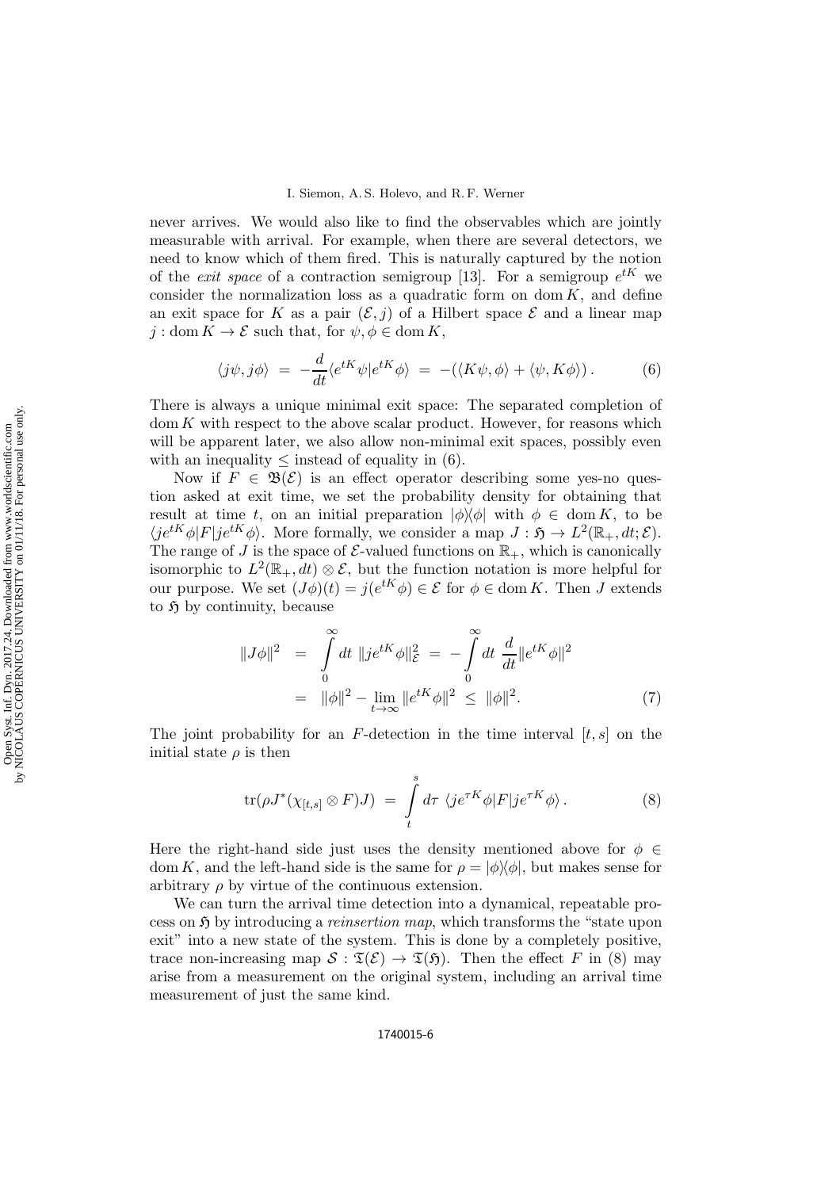never arrives. We would also like to find the observables which are jointly measurable with arrival. For example, when there are several detectors, we need to know which of them fired. This is naturally captured by the notion of the *exit space* of a contraction semigroup [13]. For a semigroup $e^{tK}$ we consider the normalization loss as a quadratic form on $\operatorname{dom} K$, and define an exit space for $K$ as a pair $(\mathcal{E}, j)$ of a Hilbert space $\mathcal{E}$ and a linear map $j : \operatorname{dom} K \to \mathcal{E}$ such that, for $\psi, \phi \in \operatorname{dom} K$,

$$\langle j\psi, j\phi \rangle \;=\; -\frac{d}{dt}\langle e^{tK}\psi | e^{tK}\phi \rangle \;=\; -(\langle K\psi, \phi\rangle + \langle \psi, K\phi\rangle)\,. \tag{6}$$

There is always a unique minimal exit space: The separated completion of $\operatorname{dom} K$ with respect to the above scalar product. However, for reasons which will be apparent later, we also allow non-minimal exit spaces, possibly even with an inequality $\leq$ instead of equality in (6).

Now if $F \in \mathfrak{B}(\mathcal{E})$ is an effect operator describing some yes-no question asked at exit time, we set the probability density for obtaining that result at time $t$, on an initial preparation $|\phi\rangle\langle\phi|$ with $\phi \in \operatorname{dom} K$, to be $\langle je^{tK}\phi | F | je^{tK}\phi\rangle$. More formally, we consider a map $J : \mathfrak{H} \to L^2(\mathbb{R}_+, dt; \mathcal{E})$. The range of $J$ is the space of $\mathcal{E}$-valued functions on $\mathbb{R}_+$, which is canonically isomorphic to $L^2(\mathbb{R}_+, dt) \otimes \mathcal{E}$, but the function notation is more helpful for our purpose. We set $(J\phi)(t) = j(e^{tK}\phi) \in \mathcal{E}$ for $\phi \in \operatorname{dom} K$. Then $J$ extends to $\mathfrak{H}$ by continuity, because

$$\begin{aligned}
\|J\phi\|^2 \;&=\; \int_0^\infty dt\; \|je^{tK}\phi\|^2_{\mathcal{E}} \;=\; -\int_0^\infty dt\; \frac{d}{dt}\|e^{tK}\phi\|^2 \\
&=\; \|\phi\|^2 - \lim_{t\to\infty}\|e^{tK}\phi\|^2 \;\leq\; \|\phi\|^2.
\end{aligned} \tag{7}$$

The joint probability for an $F$-detection in the time interval $[t, s]$ on the initial state $\rho$ is then

$$\operatorname{tr}(\rho J^*(\chi_{[t,s]} \otimes F)J) \;=\; \int_t^s d\tau\; \langle je^{\tau K}\phi | F | je^{\tau K}\phi\rangle\,. \tag{8}$$

Here the right-hand side just uses the density mentioned above for $\phi \in \operatorname{dom} K$, and the left-hand side is the same for $\rho = |\phi\rangle\langle\phi|$, but makes sense for arbitrary $\rho$ by virtue of the continuous extension.

We can turn the arrival time detection into a dynamical, repeatable process on $\mathfrak{H}$ by introducing a *reinsertion map*, which transforms the "state upon exit" into a new state of the system. This is done by a completely positive, trace non-increasing map $\mathcal{S} : \mathfrak{T}(\mathcal{E}) \to \mathfrak{T}(\mathfrak{H})$. Then the effect $F$ in (8) may arise from a measurement on the original system, including an arrival time measurement of just the same kind.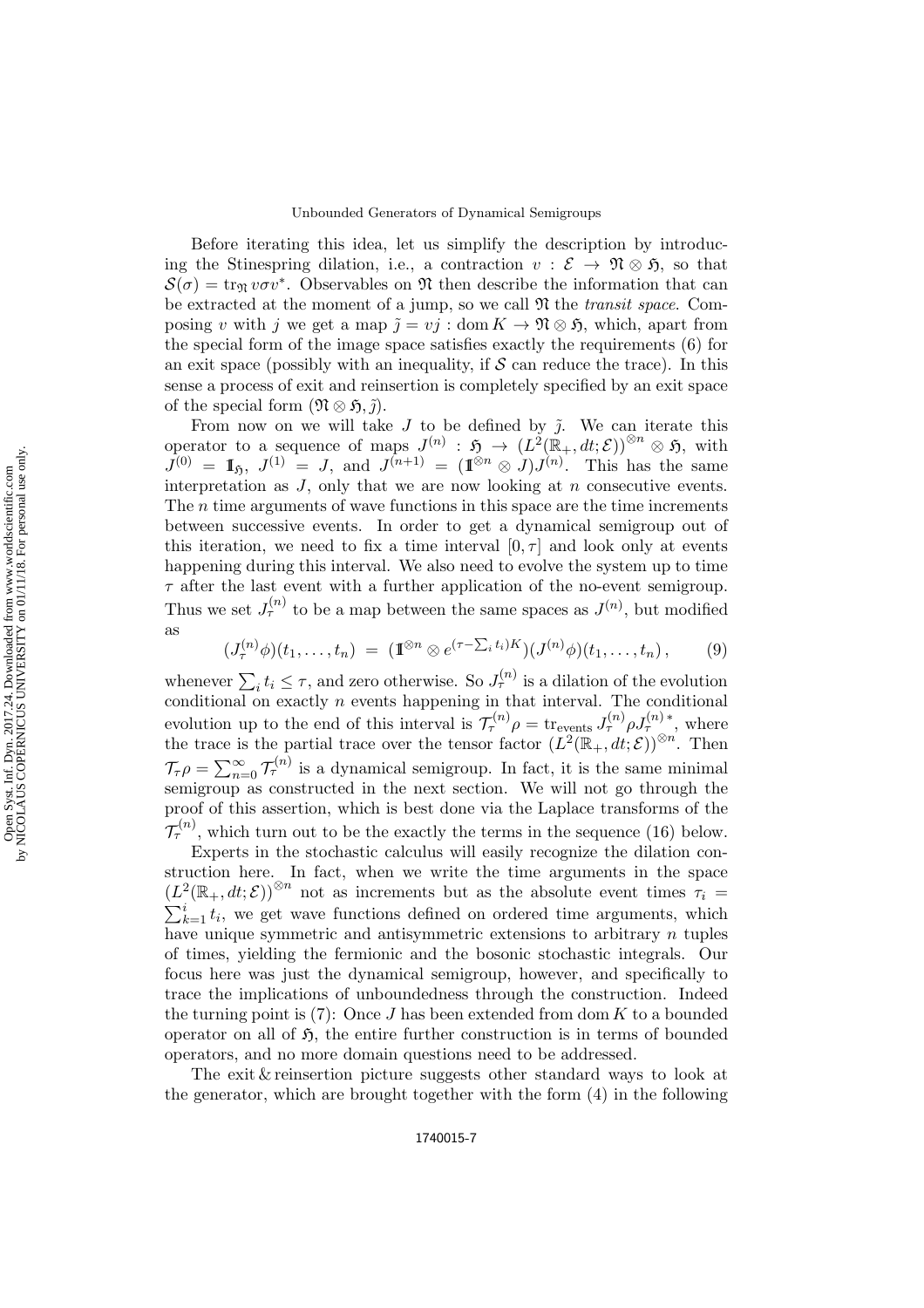Before iterating this idea, let us simplify the description by introducing the Stinespring dilation, i.e., a contraction $v : \mathcal{E} \to \mathfrak{N} \otimes \mathfrak{H}$, so that $\mathcal{S}(\sigma) = \mathrm{tr}_{\mathfrak{N}}\, v\sigma v^*$. Observables on $\mathfrak{N}$ then describe the information that can be extracted at the moment of a jump, so we call $\mathfrak{N}$ the *transit space*. Composing $v$ with $j$ we get a map $\tilde{j} = vj : \mathrm{dom}\, K \to \mathfrak{N} \otimes \mathfrak{H}$, which, apart from the special form of the image space satisfies exactly the requirements (6) for an exit space (possibly with an inequality, if $\mathcal{S}$ can reduce the trace). In this sense a process of exit and reinsertion is completely specified by an exit space of the special form $(\mathfrak{N} \otimes \mathfrak{H}, \tilde{j})$.

From now on we will take $J$ to be defined by $\tilde{j}$. We can iterate this operator to a sequence of maps $J^{(n)} : \mathfrak{H} \to \left(L^2(\mathbb{R}_+, dt; \mathcal{E})\right)^{\otimes n} \otimes \mathfrak{H}$, with $J^{(0)} = \mathbb{1}_{\mathfrak{H}}$, $J^{(1)} = J$, and $J^{(n+1)} = (\mathbb{1}^{\otimes n} \otimes J)J^{(n)}$. This has the same interpretation as $J$, only that we are now looking at $n$ consecutive events. The $n$ time arguments of wave functions in this space are the time increments between successive events. In order to get a dynamical semigroup out of this iteration, we need to fix a time interval $[0, \tau]$ and look only at events happening during this interval. We also need to evolve the system up to time $\tau$ after the last event with a further application of the no-event semigroup. Thus we set $J_\tau^{(n)}$ to be a map between the same spaces as $J^{(n)}$, but modified as

$$(J_\tau^{(n)}\phi)(t_1, \ldots, t_n) \;=\; (\mathbb{1}^{\otimes n} \otimes e^{(\tau - \sum_i t_i)K})(J^{(n)}\phi)(t_1, \ldots, t_n)\,, \qquad (9)$$

whenever $\sum_i t_i \le \tau$, and zero otherwise. So $J_\tau^{(n)}$ is a dilation of the evolution conditional on exactly $n$ events happening in that interval. The conditional evolution up to the end of this interval is $\mathcal{T}_\tau^{(n)}\rho = \mathrm{tr}_{\mathrm{events}}\, J_\tau^{(n)}\rho J_\tau^{(n)\,*}$, where the trace is the partial trace over the tensor factor $\left(L^2(\mathbb{R}_+, dt; \mathcal{E})\right)^{\otimes n}$. Then $\mathcal{T}_\tau\rho = \sum_{n=0}^{\infty} \mathcal{T}_\tau^{(n)}$ is a dynamical semigroup. In fact, it is the same minimal semigroup as constructed in the next section. We will not go through the proof of this assertion, which is best done via the Laplace transforms of the $\mathcal{T}_\tau^{(n)}$, which turn out to be the exactly the terms in the sequence (16) below.

Experts in the stochastic calculus will easily recognize the dilation construction here. In fact, when we write the time arguments in the space $\left(L^2(\mathbb{R}_+, dt; \mathcal{E})\right)^{\otimes n}$ not as increments but as the absolute event times $\tau_i = \sum_{k=1}^{i} t_i$, we get wave functions defined on ordered time arguments, which have unique symmetric and antisymmetric extensions to arbitrary $n$ tuples of times, yielding the fermionic and the bosonic stochastic integrals. Our focus here was just the dynamical semigroup, however, and specifically to trace the implications of unboundedness through the construction. Indeed the turning point is (7): Once $J$ has been extended from $\mathrm{dom}\, K$ to a bounded operator on all of $\mathfrak{H}$, the entire further construction is in terms of bounded operators, and no more domain questions need to be addressed.

The exit & reinsertion picture suggests other standard ways to look at the generator, which are brought together with the form (4) in the following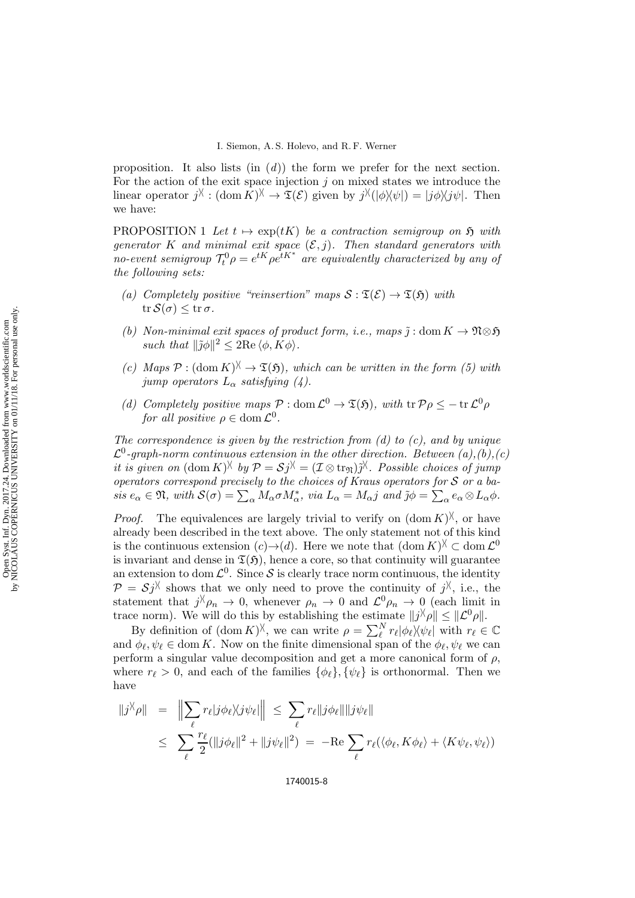proposition. It also lists (in $(d)$) the form we prefer for the next section. For the action of the exit space injection $j$ on mixed states we introduce the linear operator $j^{\between} : (\operatorname{dom} K)^{\between} \to \mathfrak{T}(\mathcal{E})$ given by $j^{\between}(|\phi\rangle\langle\psi|) = |j\phi\rangle\langle j\psi|$. Then we have:

PROPOSITION 1 *Let $t \mapsto \exp(tK)$ be a contraction semigroup on $\mathfrak{H}$ with generator $K$ and minimal exit space $(\mathcal{E}, j)$. Then standard generators with no-event semigroup $\mathcal{T}^0_t \rho = e^{tK}\rho e^{tK^*}$ are equivalently characterized by any of the following sets:*

*(a) Completely positive "reinsertion" maps $\mathcal{S} : \mathfrak{T}(\mathcal{E}) \to \mathfrak{T}(\mathfrak{H})$ with $\operatorname{tr} \mathcal{S}(\sigma) \leq \operatorname{tr} \sigma$.*

*(b) Non-minimal exit spaces of product form, i.e., maps $\tilde{j} : \operatorname{dom} K \to \mathfrak{N}\otimes\mathfrak{H}$ such that $\|\tilde{j}\phi\|^2 \leq 2\mathrm{Re}\,\langle\phi, K\phi\rangle$.*

*(c) Maps $\mathcal{P} : (\operatorname{dom} K)^{\between} \to \mathfrak{T}(\mathfrak{H})$, which can be written in the form (5) with jump operators $L_\alpha$ satisfying (4).*

*(d) Completely positive maps $\mathcal{P} : \operatorname{dom} \mathcal{L}^0 \to \mathfrak{T}(\mathfrak{H})$, with $\operatorname{tr} \mathcal{P}\rho \leq -\operatorname{tr} \mathcal{L}^0\rho$ for all positive $\rho \in \operatorname{dom} \mathcal{L}^0$.*

*The correspondence is given by the restriction from (d) to (c), and by unique $\mathcal{L}^0$-graph-norm continuous extension in the other direction. Between (a),(b),(c) it is given on $(\operatorname{dom} K)^{\between}$ by $\mathcal{P} = \mathcal{S}j^{\between} = (\mathcal{I} \otimes \operatorname{tr}_{\mathfrak{N}})\tilde{j}^{\between}$. Possible choices of jump operators correspond precisely to the choices of Kraus operators for $\mathcal{S}$ or a basis $e_\alpha \in \mathfrak{N}$, with $\mathcal{S}(\sigma) = \sum_\alpha M_\alpha \sigma M^*_\alpha$, via $L_\alpha = M_\alpha j$ and $\tilde{j}\phi = \sum_\alpha e_\alpha \otimes L_\alpha \phi$.*

*Proof.* The equivalences are largely trivial to verify on $(\operatorname{dom} K)^{\between}$, or have already been described in the text above. The only statement not of this kind is the continuous extension (c)$\to$(d). Here we note that $(\operatorname{dom} K)^{\between} \subset \operatorname{dom} \mathcal{L}^0$ is invariant and dense in $\mathfrak{T}(\mathfrak{H})$, hence a core, so that continuity will guarantee an extension to $\operatorname{dom} \mathcal{L}^0$. Since $\mathcal{S}$ is clearly trace norm continuous, the identity $\mathcal{P} = \mathcal{S}j^{\between}$ shows that we only need to prove the continuity of $j^{\between}$, i.e., the statement that $j^{\between}\rho_n \to 0$, whenever $\rho_n \to 0$ and $\mathcal{L}^0\rho_n \to 0$ (each limit in trace norm). We will do this by establishing the estimate $\|j^{\between}\rho\| \leq \|\mathcal{L}^0\rho\|$.

By definition of $(\operatorname{dom} K)^{\between}$, we can write $\rho = \sum_\ell^N r_\ell |\phi_\ell\rangle\langle\psi_\ell|$ with $r_\ell \in \mathbb{C}$ and $\phi_\ell, \psi_\ell \in \operatorname{dom} K$. Now on the finite dimensional span of the $\phi_\ell, \psi_\ell$ we can perform a singular value decomposition and get a more canonical form of $\rho$, where $r_\ell > 0$, and each of the families $\{\phi_\ell\}, \{\psi_\ell\}$ is orthonormal. Then we have

$$
\begin{aligned}
\|j^{\between}\rho\| &= \Big\|\sum_\ell r_\ell |j\phi_\ell\rangle\langle j\psi_\ell|\Big\| \;\leq\; \sum_\ell r_\ell \|j\phi_\ell\|\|j\psi_\ell\| \\
&\leq \sum_\ell \frac{r_\ell}{2}(\|j\phi_\ell\|^2 + \|j\psi_\ell\|^2) \;=\; -\mathrm{Re}\sum_\ell r_\ell(\langle\phi_\ell, K\phi_\ell\rangle + \langle K\psi_\ell, \psi_\ell\rangle)
\end{aligned}
$$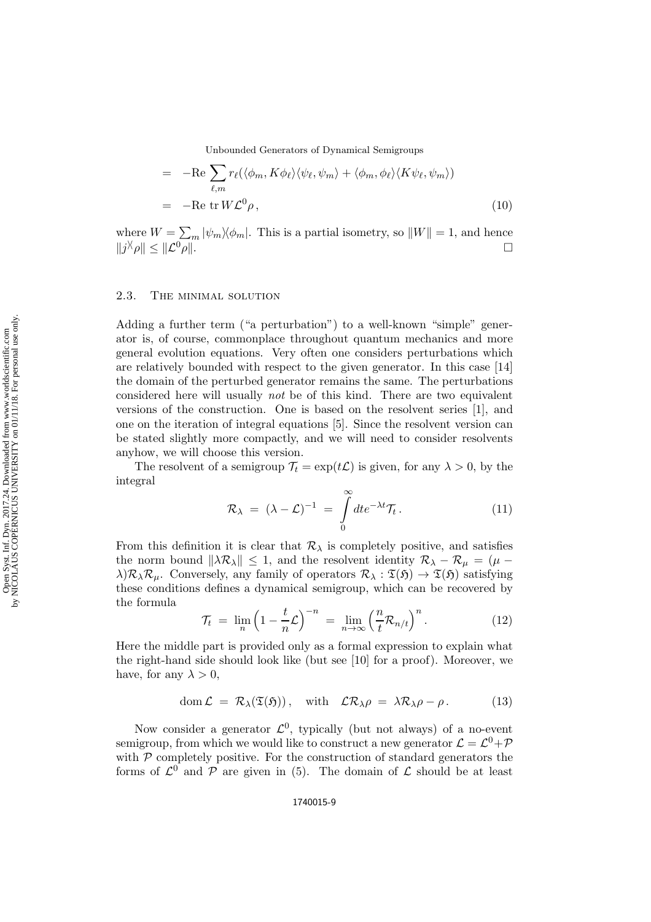$$= \; -\mathrm{Re} \sum_{\ell,m} r_\ell (\langle \phi_m, K\phi_\ell\rangle\langle\psi_\ell,\psi_m\rangle + \langle\phi_m,\phi_\ell\rangle\langle K\psi_\ell,\psi_m\rangle)$$

$$= \; -\mathrm{Re}\;\mathrm{tr}\, W\mathcal{L}^0\rho\,, \tag{10}$$

where $W = \sum_m |\psi_m\rangle\langle\phi_m|$. This is a partial isometry, so $\|W\| = 1$, and hence $\|j^{\backslash\!/}\rho\| \le \|\mathcal{L}^0\rho\|$. □

### 2.3. The minimal solution

Adding a further term ("a perturbation") to a well-known "simple" generator is, of course, commonplace throughout quantum mechanics and more general evolution equations. Very often one considers perturbations which are relatively bounded with respect to the given generator. In this case [14] the domain of the perturbed generator remains the same. The perturbations considered here will usually *not* be of this kind. There are two equivalent versions of the construction. One is based on the resolvent series [1], and one on the iteration of integral equations [5]. Since the resolvent version can be stated slightly more compactly, and we will need to consider resolvents anyhow, we will choose this version.

The resolvent of a semigroup $\mathcal{T}_t = \exp(t\mathcal{L})$ is given, for any $\lambda > 0$, by the integral

$$\mathcal{R}_\lambda \;=\; (\lambda - \mathcal{L})^{-1} \;=\; \int_0^\infty dt e^{-\lambda t}\mathcal{T}_t\,. \tag{11}$$

From this definition it is clear that $\mathcal{R}_\lambda$ is completely positive, and satisfies the norm bound $\|\lambda\mathcal{R}_\lambda\| \le 1$, and the resolvent identity $\mathcal{R}_\lambda - \mathcal{R}_\mu = (\mu - \lambda)\mathcal{R}_\lambda\mathcal{R}_\mu$. Conversely, any family of operators $\mathcal{R}_\lambda : \mathfrak{T}(\mathfrak{H}) \to \mathfrak{T}(\mathfrak{H})$ satisfying these conditions defines a dynamical semigroup, which can be recovered by the formula

$$\mathcal{T}_t \;=\; \lim_n \Big(1 - \frac{t}{n}\mathcal{L}\Big)^{-n} \;=\; \lim_{n\to\infty}\Big(\frac{n}{t}\mathcal{R}_{n/t}\Big)^n\,. \tag{12}$$

Here the middle part is provided only as a formal expression to explain what the right-hand side should look like (but see [10] for a proof). Moreover, we have, for any $\lambda > 0$,

$$\mathrm{dom}\,\mathcal{L} \;=\; \mathcal{R}_\lambda(\mathfrak{T}(\mathfrak{H}))\,, \quad \text{with} \quad \mathcal{L}\mathcal{R}_\lambda\rho \;=\; \lambda\mathcal{R}_\lambda\rho - \rho\,. \tag{13}$$

Now consider a generator $\mathcal{L}^0$, typically (but not always) of a no-event semigroup, from which we would like to construct a new generator $\mathcal{L} = \mathcal{L}^0 + \mathcal{P}$ with $\mathcal{P}$ completely positive. For the construction of standard generators the forms of $\mathcal{L}^0$ and $\mathcal{P}$ are given in (5). The domain of $\mathcal{L}$ should be at least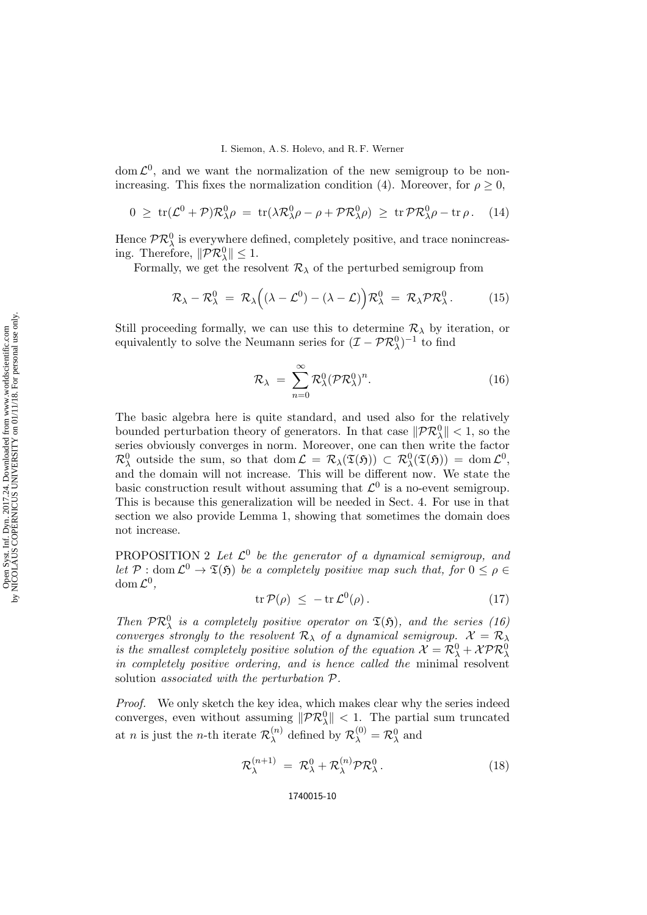dom $\mathcal{L}^0$, and we want the normalization of the new semigroup to be nonincreasing. This fixes the normalization condition (4). Moreover, for $\rho \geq 0$,

$$0 \;\geq\; \operatorname{tr}(\mathcal{L}^0 + \mathcal{P})\mathcal{R}^0_\lambda \rho \;=\; \operatorname{tr}(\lambda \mathcal{R}^0_\lambda \rho - \rho + \mathcal{P}\mathcal{R}^0_\lambda \rho) \;\geq\; \operatorname{tr} \mathcal{P}\mathcal{R}^0_\lambda \rho - \operatorname{tr} \rho \,. \tag{14}$$

Hence $\mathcal{P}\mathcal{R}^0_\lambda$ is everywhere defined, completely positive, and trace nonincreasing. Therefore, $\|\mathcal{P}\mathcal{R}^0_\lambda\| \leq 1$.

Formally, we get the resolvent $\mathcal{R}_\lambda$ of the perturbed semigroup from

$$\mathcal{R}_\lambda - \mathcal{R}^0_\lambda \;=\; \mathcal{R}_\lambda \Big( (\lambda - \mathcal{L}^0) - (\lambda - \mathcal{L}) \Big) \mathcal{R}^0_\lambda \;=\; \mathcal{R}_\lambda \mathcal{P} \mathcal{R}^0_\lambda \,. \tag{15}$$

Still proceeding formally, we can use this to determine $\mathcal{R}_\lambda$ by iteration, or equivalently to solve the Neumann series for $(\mathcal{I} - \mathcal{P}\mathcal{R}^0_\lambda)^{-1}$ to find

$$\mathcal{R}_\lambda \;=\; \sum_{n=0}^{\infty} \mathcal{R}^0_\lambda (\mathcal{P}\mathcal{R}^0_\lambda)^n. \tag{16}$$

The basic algebra here is quite standard, and used also for the relatively bounded perturbation theory of generators. In that case $\|\mathcal{P}\mathcal{R}^0_\lambda\| < 1$, so the series obviously converges in norm. Moreover, one can then write the factor $\mathcal{R}^0_\lambda$ outside the sum, so that $\operatorname{dom} \mathcal{L} = \mathcal{R}_\lambda(\mathfrak{T}(\mathfrak{H})) \subset \mathcal{R}^0_\lambda(\mathfrak{T}(\mathfrak{H})) = \operatorname{dom} \mathcal{L}^0$, and the domain will not increase. This will be different now. We state the basic construction result without assuming that $\mathcal{L}^0$ is a no-event semigroup. This is because this generalization will be needed in Sect. 4. For use in that section we also provide Lemma 1, showing that sometimes the domain does not increase.

PROPOSITION 2 *Let $\mathcal{L}^0$ be the generator of a dynamical semigroup, and let $\mathcal{P} : \operatorname{dom} \mathcal{L}^0 \to \mathfrak{T}(\mathfrak{H})$ be a completely positive map such that, for $0 \leq \rho \in \operatorname{dom} \mathcal{L}^0$,*

$$\operatorname{tr} \mathcal{P}(\rho) \;\leq\; -\operatorname{tr} \mathcal{L}^0(\rho) \,. \tag{17}$$

*Then $\mathcal{P}\mathcal{R}^0_\lambda$ is a completely positive operator on $\mathfrak{T}(\mathfrak{H})$, and the series (16) converges strongly to the resolvent $\mathcal{R}_\lambda$ of a dynamical semigroup. $\mathcal{X} = \mathcal{R}_\lambda$ is the smallest completely positive solution of the equation $\mathcal{X} = \mathcal{R}^0_\lambda + \mathcal{X}\mathcal{P}\mathcal{R}^0_\lambda$ in completely positive ordering, and is hence called the* minimal resolvent solution *associated with the perturbation $\mathcal{P}$.*

*Proof.* We only sketch the key idea, which makes clear why the series indeed converges, even without assuming $\|\mathcal{P}\mathcal{R}^0_\lambda\| < 1$. The partial sum truncated at $n$ is just the $n$-th iterate $\mathcal{R}^{(n)}_\lambda$ defined by $\mathcal{R}^{(0)}_\lambda = \mathcal{R}^0_\lambda$ and

$$\mathcal{R}^{(n+1)}_\lambda \;=\; \mathcal{R}^0_\lambda + \mathcal{R}^{(n)}_\lambda \mathcal{P} \mathcal{R}^0_\lambda \,. \tag{18}$$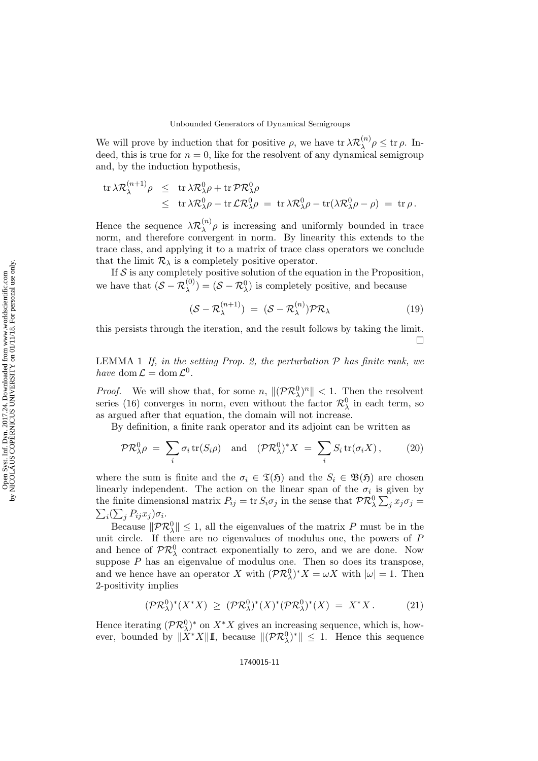We will prove by induction that for positive $\rho$, we have $\operatorname{tr} \lambda \mathcal{R}_\lambda^{(n)} \rho \leq \operatorname{tr} \rho$. Indeed, this is true for $n = 0$, like for the resolvent of any dynamical semigroup and, by the induction hypothesis,

$$\begin{aligned}
\operatorname{tr} \lambda \mathcal{R}_\lambda^{(n+1)} \rho &\leq \operatorname{tr} \lambda \mathcal{R}_\lambda^0 \rho + \operatorname{tr} \mathcal{P} \mathcal{R}_\lambda^0 \rho \\
&\leq \operatorname{tr} \lambda \mathcal{R}_\lambda^0 \rho - \operatorname{tr} \mathcal{L} \mathcal{R}_\lambda^0 \rho \;=\; \operatorname{tr} \lambda \mathcal{R}_\lambda^0 \rho - \operatorname{tr}(\lambda \mathcal{R}_\lambda^0 \rho - \rho) \;=\; \operatorname{tr} \rho \,.
\end{aligned}$$

Hence the sequence $\lambda \mathcal{R}_\lambda^{(n)} \rho$ is increasing and uniformly bounded in trace norm, and therefore convergent in norm. By linearity this extends to the trace class, and applying it to a matrix of trace class operators we conclude that the limit $\mathcal{R}_\lambda$ is a completely positive operator.

If $\mathcal{S}$ is any completely positive solution of the equation in the Proposition, we have that $(\mathcal{S} - \mathcal{R}_\lambda^{(0)}) = (\mathcal{S} - \mathcal{R}_\lambda^0)$ is completely positive, and because

$$(\mathcal{S} - \mathcal{R}_\lambda^{(n+1)}) \;=\; (\mathcal{S} - \mathcal{R}_\lambda^{(n)}) \mathcal{P} \mathcal{R}_\lambda \tag{19}$$

this persists through the iteration, and the result follows by taking the limit. $\square$

LEMMA 1 *If, in the setting Prop. 2, the perturbation $\mathcal{P}$ has finite rank, we have* $\operatorname{dom} \mathcal{L} = \operatorname{dom} \mathcal{L}^0$.

*Proof.* We will show that, for some $n$, $\|(\mathcal{P}\mathcal{R}_\lambda^0)^n\| < 1$. Then the resolvent series (16) converges in norm, even without the factor $\mathcal{R}_\lambda^0$ in each term, so as argued after that equation, the domain will not increase.

By definition, a finite rank operator and its adjoint can be written as

$$\mathcal{P}\mathcal{R}_\lambda^0 \rho \;=\; \sum_i \sigma_i \operatorname{tr}(S_i \rho) \quad \text{and} \quad (\mathcal{P}\mathcal{R}_\lambda^0)^* X \;=\; \sum_i S_i \operatorname{tr}(\sigma_i X) \,, \tag{20}$$

where the sum is finite and the $\sigma_i \in \mathfrak{T}(\mathfrak{H})$ and the $S_i \in \mathfrak{B}(\mathfrak{H})$ are chosen linearly independent. The action on the linear span of the $\sigma_i$ is given by the finite dimensional matrix $P_{ij} = \operatorname{tr} S_i \sigma_j$ in the sense that $\mathcal{P}\mathcal{R}_\lambda^0 \sum_j x_j \sigma_j = \sum_i (\sum_j P_{ij} x_j) \sigma_i$.

Because $\|\mathcal{P}\mathcal{R}_\lambda^0\| \leq 1$, all the eigenvalues of the matrix $P$ must be in the unit circle. If there are no eigenvalues of modulus one, the powers of $P$ and hence of $\mathcal{P}\mathcal{R}_\lambda^0$ contract exponentially to zero, and we are done. Now suppose $P$ has an eigenvalue of modulus one. Then so does its transpose, and we hence have an operator $X$ with $(\mathcal{P}\mathcal{R}_\lambda^0)^* X = \omega X$ with $|\omega| = 1$. Then 2-positivity implies

$$(\mathcal{P}\mathcal{R}_\lambda^0)^*(X^* X) \;\geq\; (\mathcal{P}\mathcal{R}_\lambda^0)^*(X)^* (\mathcal{P}\mathcal{R}_\lambda^0)^*(X) \;=\; X^* X \,. \tag{21}$$

Hence iterating $(\mathcal{P}\mathcal{R}_\lambda^0)^*$ on $X^* X$ gives an increasing sequence, which is, however, bounded by $\|X^* X\| \mathbb{1}$, because $\|(\mathcal{P}\mathcal{R}_\lambda^0)^*\| \leq 1$. Hence this sequence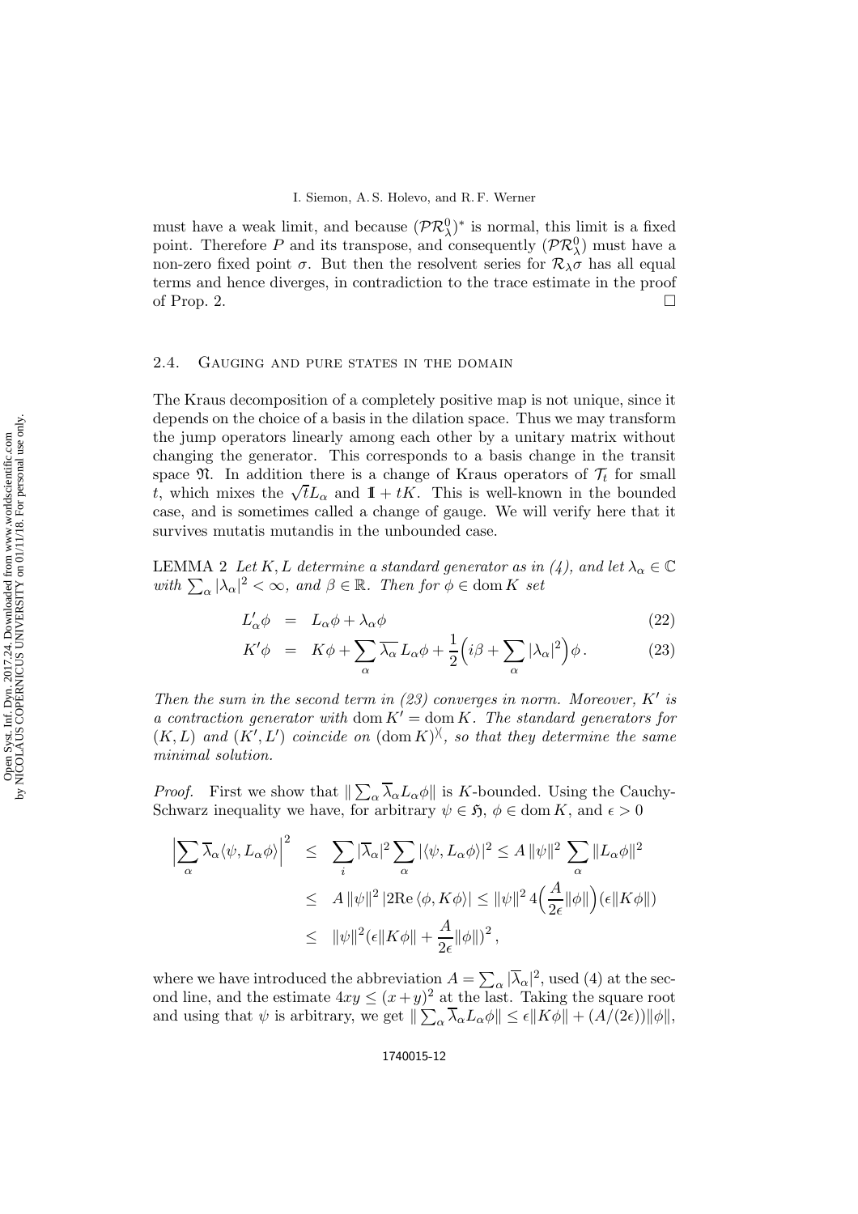must have a weak limit, and because $(\mathcal{PR}^0_\lambda)^*$ is normal, this limit is a fixed point. Therefore $P$ and its transpose, and consequently $(\mathcal{PR}^0_\lambda)$ must have a non-zero fixed point $\sigma$. But then the resolvent series for $\mathcal{R}_\lambda\sigma$ has all equal terms and hence diverges, in contradiction to the trace estimate in the proof of Prop. 2. $\square$

## 2.4. Gauging and pure states in the domain

The Kraus decomposition of a completely positive map is not unique, since it depends on the choice of a basis in the dilation space. Thus we may transform the jump operators linearly among each other by a unitary matrix without changing the generator. This corresponds to a basis change in the transit space $\mathfrak{N}$. In addition there is a change of Kraus operators of $\mathcal{T}_t$ for small $t$, which mixes the $\sqrt{t}L_\alpha$ and $\mathbb{1} + tK$. This is well-known in the bounded case, and is sometimes called a change of gauge. We will verify here that it survives mutatis mutandis in the unbounded case.

LEMMA 2 *Let $K, L$ determine a standard generator as in (4), and let $\lambda_\alpha \in \mathbb{C}$ with $\sum_\alpha |\lambda_\alpha|^2 < \infty$, and $\beta \in \mathbb{R}$. Then for $\phi \in \operatorname{dom} K$ set*

$$
\begin{aligned}
L'_\alpha\phi &= L_\alpha\phi + \lambda_\alpha\phi &\quad (22)\\
K'\phi &= K\phi + \sum_\alpha \overline{\lambda_\alpha}\, L_\alpha\phi + \frac{1}{2}\Big(i\beta + \sum_\alpha |\lambda_\alpha|^2\Big)\phi\,. &\quad (23)
\end{aligned}
$$

*Then the sum in the second term in (23) converges in norm. Moreover, $K'$ is a contraction generator with $\operatorname{dom} K' = \operatorname{dom} K$. The standard generators for $(K, L)$ and $(K', L')$ coincide on $(\operatorname{dom} K)^{\between}$, so that they determine the same minimal solution.*

*Proof.* First we show that $\|\sum_\alpha \overline{\lambda}_\alpha L_\alpha\phi\|$ is $K$-bounded. Using the Cauchy-Schwarz inequality we have, for arbitrary $\psi \in \mathfrak{H}$, $\phi \in \operatorname{dom} K$, and $\epsilon > 0$

$$
\begin{aligned}
\Big|\sum_\alpha \overline{\lambda}_\alpha \langle\psi, L_\alpha\phi\rangle\Big|^2 &\leq \sum_i |\overline{\lambda}_\alpha|^2 \sum_\alpha |\langle\psi, L_\alpha\phi\rangle|^2 \leq A\,\|\psi\|^2 \sum_\alpha \|L_\alpha\phi\|^2 \\
&\leq A\,\|\psi\|^2\, |2\mathrm{Re}\,\langle\phi, K\phi\rangle| \leq \|\psi\|^2\, 4\Big(\frac{A}{2\epsilon}\|\phi\|\Big)(\epsilon\|K\phi\|) \\
&\leq \|\psi\|^2 (\epsilon\|K\phi\| + \frac{A}{2\epsilon}\|\phi\|)^2\,,
\end{aligned}
$$

where we have introduced the abbreviation $A = \sum_\alpha |\overline{\lambda}_\alpha|^2$, used (4) at the second line, and the estimate $4xy \leq (x+y)^2$ at the last. Taking the square root and using that $\psi$ is arbitrary, we get $\|\sum_\alpha \overline{\lambda}_\alpha L_\alpha\phi\| \leq \epsilon\|K\phi\| + (A/(2\epsilon))\|\phi\|$,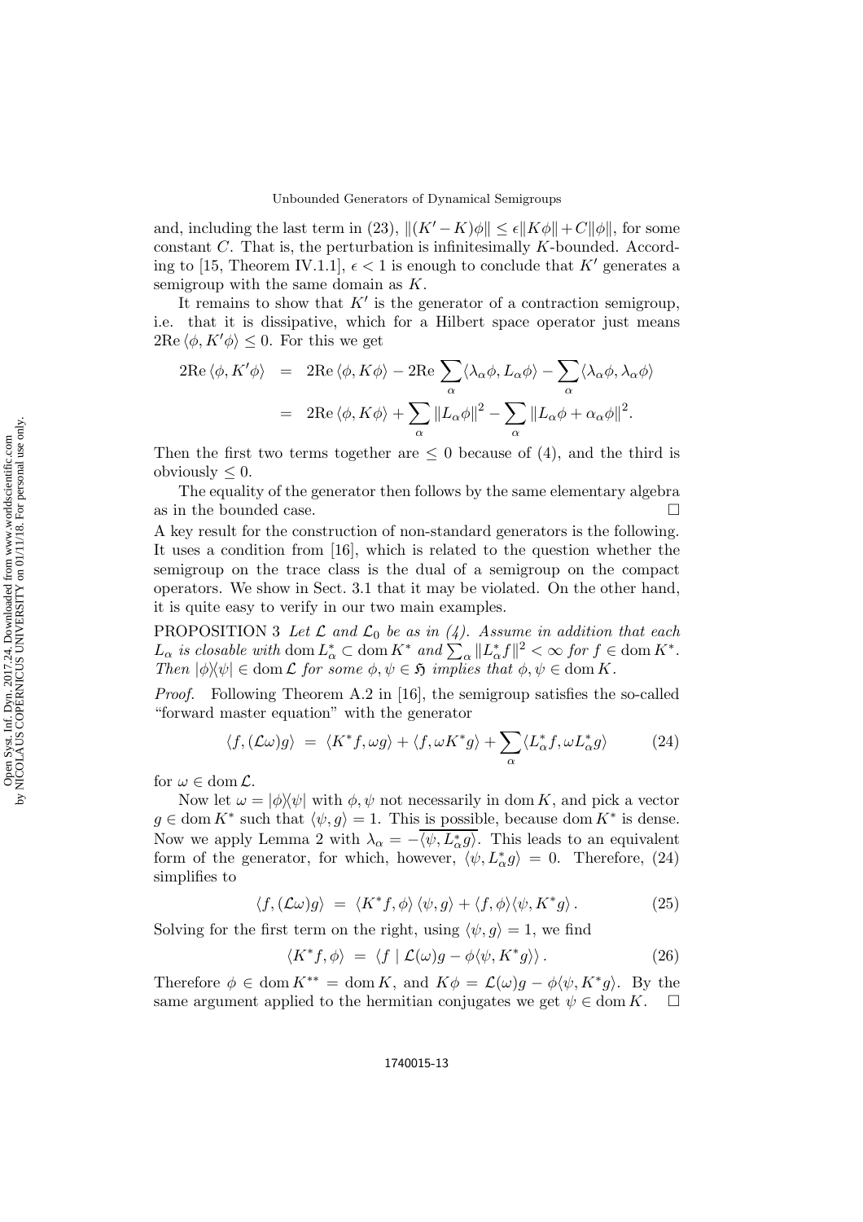and, including the last term in (23), $\|(K' - K)\phi\| \leq \epsilon \|K\phi\| + C\|\phi\|$, for some constant $C$. That is, the perturbation is infinitesimally $K$-bounded. According to [15, Theorem IV.1.1], $\epsilon < 1$ is enough to conclude that $K'$ generates a semigroup with the same domain as $K$.

It remains to show that $K'$ is the generator of a contraction semigroup, i.e. that it is dissipative, which for a Hilbert space operator just means $2\mathrm{Re}\,\langle \phi, K'\phi\rangle \leq 0$. For this we get

$$
\begin{aligned}
2\mathrm{Re}\,\langle \phi, K'\phi\rangle &= 2\mathrm{Re}\,\langle \phi, K\phi\rangle - 2\mathrm{Re}\sum_\alpha \langle \lambda_\alpha \phi, L_\alpha \phi\rangle - \sum_\alpha \langle \lambda_\alpha \phi, \lambda_\alpha \phi\rangle \\
&= 2\mathrm{Re}\,\langle \phi, K\phi\rangle + \sum_\alpha \|L_\alpha \phi\|^2 - \sum_\alpha \|L_\alpha \phi + \alpha_\alpha \phi\|^2 .
\end{aligned}
$$

Then the first two terms together are $\leq 0$ because of (4), and the third is obviously $\leq 0$.

The equality of the generator then follows by the same elementary algebra as in the bounded case. $\square$

A key result for the construction of non-standard generators is the following. It uses a condition from [16], which is related to the question whether the semigroup on the trace class is the dual of a semigroup on the compact operators. We show in Sect. 3.1 that it may be violated. On the other hand, it is quite easy to verify in our two main examples.

PROPOSITION 3 *Let $\mathcal{L}$ and $\mathcal{L}_0$ be as in (4). Assume in addition that each $L_\alpha$ is closable with $\mathrm{dom}\, L_\alpha^* \subset \mathrm{dom}\, K^*$ and $\sum_\alpha \|L_\alpha^* f\|^2 < \infty$ for $f \in \mathrm{dom}\, K^*$. Then $|\phi\rangle\langle\psi| \in \mathrm{dom}\,\mathcal{L}$ for some $\phi, \psi \in \mathfrak{H}$ implies that $\phi, \psi \in \mathrm{dom}\, K$.*

*Proof.* Following Theorem A.2 in [16], the semigroup satisfies the so-called "forward master equation" with the generator

$$
\langle f, (\mathcal{L}\omega) g\rangle \;=\; \langle K^* f, \omega g\rangle + \langle f, \omega K^* g\rangle + \sum_\alpha \langle L_\alpha^* f, \omega L_\alpha^* g\rangle \tag{24}
$$

for $\omega \in \mathrm{dom}\,\mathcal{L}$.

Now let $\omega = |\phi\rangle\langle\psi|$ with $\phi, \psi$ not necessarily in $\mathrm{dom}\, K$, and pick a vector $g \in \mathrm{dom}\, K^*$ such that $\langle \psi, g\rangle = 1$. This is possible, because $\mathrm{dom}\, K^*$ is dense. Now we apply Lemma 2 with $\lambda_\alpha = -\overline{\langle \psi, L_\alpha^* g\rangle}$. This leads to an equivalent form of the generator, for which, however, $\langle \psi, L_\alpha^* g\rangle = 0$. Therefore, (24) simplifies to

$$
\langle f, (\mathcal{L}\omega) g\rangle \;=\; \langle K^* f, \phi\rangle\, \langle \psi, g\rangle + \langle f, \phi\rangle \langle \psi, K^* g\rangle\,. \tag{25}
$$

Solving for the first term on the right, using $\langle \psi, g\rangle = 1$, we find

$$
\langle K^* f, \phi\rangle \;=\; \langle f \mid \mathcal{L}(\omega) g - \phi\langle \psi, K^* g\rangle\rangle\,. \tag{26}
$$

Therefore $\phi \in \mathrm{dom}\, K^{**} = \mathrm{dom}\, K$, and $K\phi = \mathcal{L}(\omega) g - \phi\langle \psi, K^* g\rangle$. By the same argument applied to the hermitian conjugates we get $\psi \in \mathrm{dom}\, K$. $\square$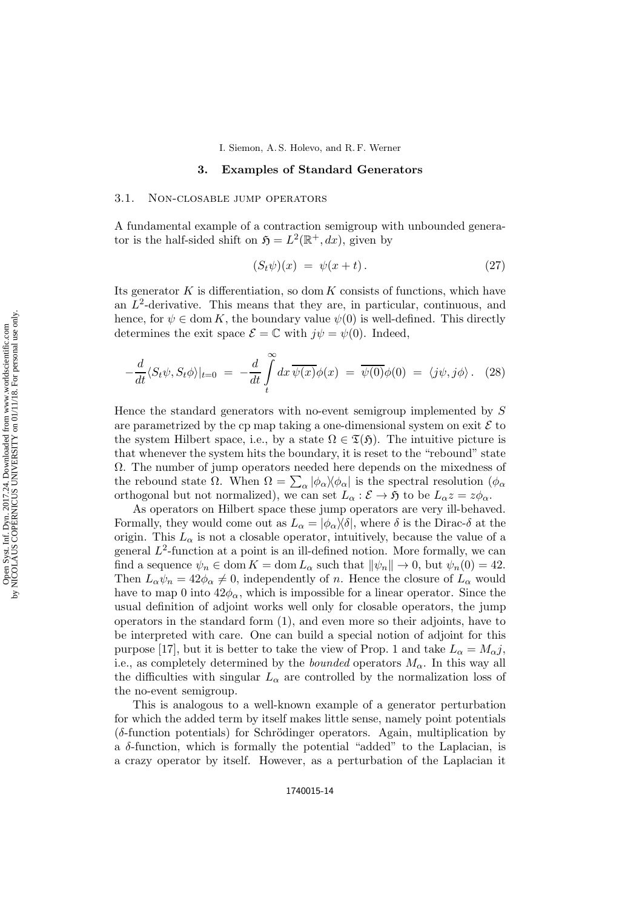## 3. Examples of Standard Generators

### 3.1. Non-closable jump operators

A fundamental example of a contraction semigroup with unbounded generator is the half-sided shift on $\mathfrak{H} = L^2(\mathbb{R}^+, dx)$, given by

$$(S_t\psi)(x) = \psi(x+t). \tag{27}$$

Its generator $K$ is differentiation, so $\operatorname{dom} K$ consists of functions, which have an $L^2$-derivative. This means that they are, in particular, continuous, and hence, for $\psi \in \operatorname{dom} K$, the boundary value $\psi(0)$ is well-defined. This directly determines the exit space $\mathcal{E} = \mathbb{C}$ with $j\psi = \psi(0)$. Indeed,

$$-\frac{d}{dt}\langle S_t\psi, S_t\phi\rangle|_{t=0} = -\frac{d}{dt}\int_t^\infty dx\, \overline{\psi(x)}\phi(x) = \overline{\psi(0)}\phi(0) = \langle j\psi, j\phi\rangle. \tag{28}$$

Hence the standard generators with no-event semigroup implemented by $S$ are parametrized by the cp map taking a one-dimensional system on exit $\mathcal{E}$ to the system Hilbert space, i.e., by a state $\Omega \in \mathfrak{T}(\mathfrak{H})$. The intuitive picture is that whenever the system hits the boundary, it is reset to the "rebound" state $\Omega$. The number of jump operators needed here depends on the mixedness of the rebound state $\Omega$. When $\Omega = \sum_\alpha |\phi_\alpha\rangle\langle\phi_\alpha|$ is the spectral resolution ($\phi_\alpha$ orthogonal but not normalized), we can set $L_\alpha : \mathcal{E} \to \mathfrak{H}$ to be $L_\alpha z = z\phi_\alpha$.

As operators on Hilbert space these jump operators are very ill-behaved. Formally, they would come out as $L_\alpha = |\phi_\alpha\rangle\langle\delta|$, where $\delta$ is the Dirac-$\delta$ at the origin. This $L_\alpha$ is not a closable operator, intuitively, because the value of a general $L^2$-function at a point is an ill-defined notion. More formally, we can find a sequence $\psi_n \in \operatorname{dom} K = \operatorname{dom} L_\alpha$ such that $\|\psi_n\| \to 0$, but $\psi_n(0) = 42$. Then $L_\alpha\psi_n = 42\phi_\alpha \neq 0$, independently of $n$. Hence the closure of $L_\alpha$ would have to map 0 into $42\phi_\alpha$, which is impossible for a linear operator. Since the usual definition of adjoint works well only for closable operators, the jump operators in the standard form (1), and even more so their adjoints, have to be interpreted with care. One can build a special notion of adjoint for this purpose [17], but it is better to take the view of Prop. 1 and take $L_\alpha = M_\alpha j$, i.e., as completely determined by the *bounded* operators $M_\alpha$. In this way all the difficulties with singular $L_\alpha$ are controlled by the normalization loss of the no-event semigroup.

This is analogous to a well-known example of a generator perturbation for which the added term by itself makes little sense, namely point potentials ($\delta$-function potentials) for Schrödinger operators. Again, multiplication by a $\delta$-function, which is formally the potential "added" to the Laplacian, is a crazy operator by itself. However, as a perturbation of the Laplacian it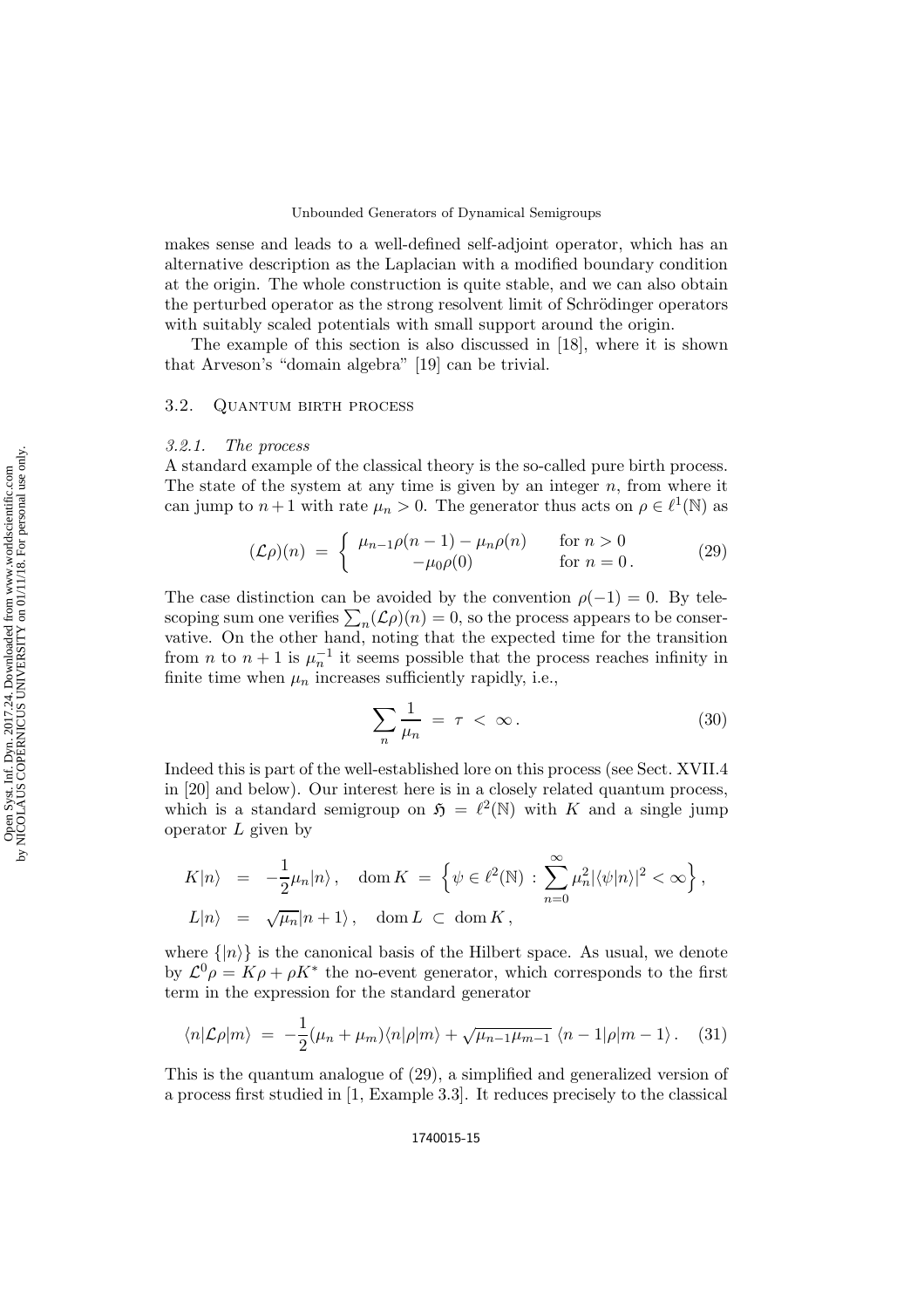makes sense and leads to a well-defined self-adjoint operator, which has an alternative description as the Laplacian with a modified boundary condition at the origin. The whole construction is quite stable, and we can also obtain the perturbed operator as the strong resolvent limit of Schrödinger operators with suitably scaled potentials with small support around the origin.

The example of this section is also discussed in [18], where it is shown that Arveson's "domain algebra" [19] can be trivial.

## 3.2. Quantum birth process

### 3.2.1. *The process*

A standard example of the classical theory is the so-called pure birth process. The state of the system at any time is given by an integer $n$, from where it can jump to $n+1$ with rate $\mu_n > 0$. The generator thus acts on $\rho \in \ell^1(\mathbb{N})$ as

$$(\mathcal{L}\rho)(n) \;=\; \begin{cases} \mu_{n-1}\rho(n-1) - \mu_n\rho(n) & \text{for } n > 0 \\ -\mu_0\rho(0) & \text{for } n = 0\,. \end{cases} \tag{29}$$

The case distinction can be avoided by the convention $\rho(-1) = 0$. By telescoping sum one verifies $\sum_n (\mathcal{L}\rho)(n) = 0$, so the process appears to be conservative. On the other hand, noting that the expected time for the transition from $n$ to $n+1$ is $\mu_n^{-1}$ it seems possible that the process reaches infinity in finite time when $\mu_n$ increases sufficiently rapidly, i.e.,

$$\sum_n \frac{1}{\mu_n} \;=\; \tau \;<\; \infty\,. \tag{30}$$

Indeed this is part of the well-established lore on this process (see Sect. XVII.4 in [20] and below). Our interest here is in a closely related quantum process, which is a standard semigroup on $\mathfrak{H} = \ell^2(\mathbb{N})$ with $K$ and a single jump operator $L$ given by

$$\begin{aligned} K|n\rangle \;&=\; -\frac{1}{2}\mu_n|n\rangle\,, \quad \operatorname{dom} K \;=\; \Big\{\psi \in \ell^2(\mathbb{N}) \,:\, \sum_{n=0}^{\infty} \mu_n^2 |\langle\psi|n\rangle|^2 < \infty\Big\}\,, \\ L|n\rangle \;&=\; \sqrt{\mu_n}|n+1\rangle\,, \quad \operatorname{dom} L \;\subset\; \operatorname{dom} K\,, \end{aligned}$$

where $\{|n\rangle\}$ is the canonical basis of the Hilbert space. As usual, we denote by $\mathcal{L}^0\rho = K\rho + \rho K^*$ the no-event generator, which corresponds to the first term in the expression for the standard generator

$$\langle n|\mathcal{L}\rho|m\rangle \;=\; -\frac{1}{2}(\mu_n + \mu_m)\langle n|\rho|m\rangle + \sqrt{\mu_{n-1}\mu_{m-1}}\;\langle n-1|\rho|m-1\rangle\,. \tag{31}$$

This is the quantum analogue of (29), a simplified and generalized version of a process first studied in [1, Example 3.3]. It reduces precisely to the classical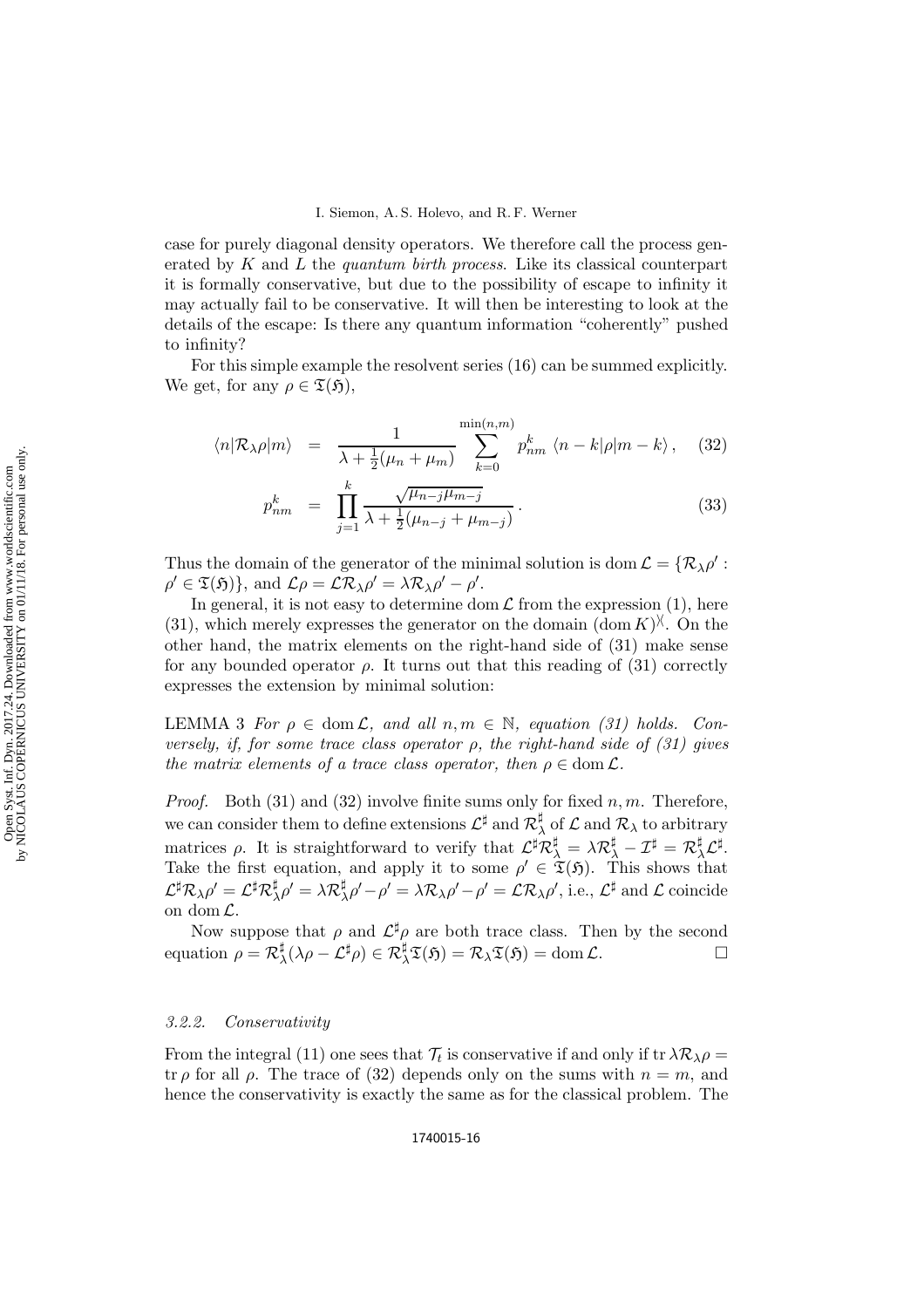case for purely diagonal density operators. We therefore call the process generated by $K$ and $L$ the *quantum birth process*. Like its classical counterpart it is formally conservative, but due to the possibility of escape to infinity it may actually fail to be conservative. It will then be interesting to look at the details of the escape: Is there any quantum information "coherently" pushed to infinity?

For this simple example the resolvent series (16) can be summed explicitly. We get, for any $\rho \in \mathfrak{T}(\mathfrak{H})$,

$$\langle n|\mathcal{R}_\lambda \rho|m\rangle = \frac{1}{\lambda + \frac{1}{2}(\mu_n + \mu_m)} \sum_{k=0}^{\min(n,m)} p_{nm}^k \, \langle n-k|\rho|m-k\rangle \,, \quad (32)$$

$$p_{nm}^k = \prod_{j=1}^{k} \frac{\sqrt{\mu_{n-j}\mu_{m-j}}}{\lambda + \frac{1}{2}(\mu_{n-j} + \mu_{m-j})} \,. \quad (33)$$

Thus the domain of the generator of the minimal solution is $\operatorname{dom}\mathcal{L} = \{\mathcal{R}_\lambda \rho' : \rho' \in \mathfrak{T}(\mathfrak{H})\}$, and $\mathcal{L}\rho = \mathcal{L}\mathcal{R}_\lambda\rho' = \lambda\mathcal{R}_\lambda\rho' - \rho'$.

In general, it is not easy to determine $\operatorname{dom}\mathcal{L}$ from the expression (1), here (31), which merely expresses the generator on the domain $(\operatorname{dom} K)^{\between}$. On the other hand, the matrix elements on the right-hand side of (31) make sense for any bounded operator $\rho$. It turns out that this reading of (31) correctly expresses the extension by minimal solution:

LEMMA 3 *For $\rho \in \operatorname{dom}\mathcal{L}$, and all $n, m \in \mathbb{N}$, equation (31) holds. Conversely, if, for some trace class operator $\rho$, the right-hand side of (31) gives the matrix elements of a trace class operator, then $\rho \in \operatorname{dom}\mathcal{L}$.*

*Proof.* Both (31) and (32) involve finite sums only for fixed $n, m$. Therefore, we can consider them to define extensions $\mathcal{L}^\sharp$ and $\mathcal{R}_\lambda^\sharp$ of $\mathcal{L}$ and $\mathcal{R}_\lambda$ to arbitrary matrices $\rho$. It is straightforward to verify that $\mathcal{L}^\sharp\mathcal{R}_\lambda^\sharp = \lambda\mathcal{R}_\lambda^\sharp - \mathcal{I}^\sharp = \mathcal{R}_\lambda^\sharp\mathcal{L}^\sharp$. Take the first equation, and apply it to some $\rho' \in \mathfrak{T}(\mathfrak{H})$. This shows that $\mathcal{L}^\sharp\mathcal{R}_\lambda\rho' = \mathcal{L}^\sharp\mathcal{R}_\lambda^\sharp\rho' = \lambda\mathcal{R}_\lambda^\sharp\rho' - \rho' = \lambda\mathcal{R}_\lambda\rho' - \rho' = \mathcal{L}\mathcal{R}_\lambda\rho'$, i.e., $\mathcal{L}^\sharp$ and $\mathcal{L}$ coincide on $\operatorname{dom}\mathcal{L}$.

Now suppose that $\rho$ and $\mathcal{L}^\sharp\rho$ are both trace class. Then by the second equation $\rho = \mathcal{R}_\lambda^\sharp(\lambda\rho - \mathcal{L}^\sharp\rho) \in \mathcal{R}_\lambda^\sharp\mathfrak{T}(\mathfrak{H}) = \mathcal{R}_\lambda\mathfrak{T}(\mathfrak{H}) = \operatorname{dom}\mathcal{L}$. □

#### 3.2.2. *Conservativity*

From the integral (11) one sees that $\mathcal{T}_t$ is conservative if and only if $\operatorname{tr} \lambda\mathcal{R}_\lambda\rho = \operatorname{tr}\rho$ for all $\rho$. The trace of (32) depends only on the sums with $n = m$, and hence the conservativity is exactly the same as for the classical problem. The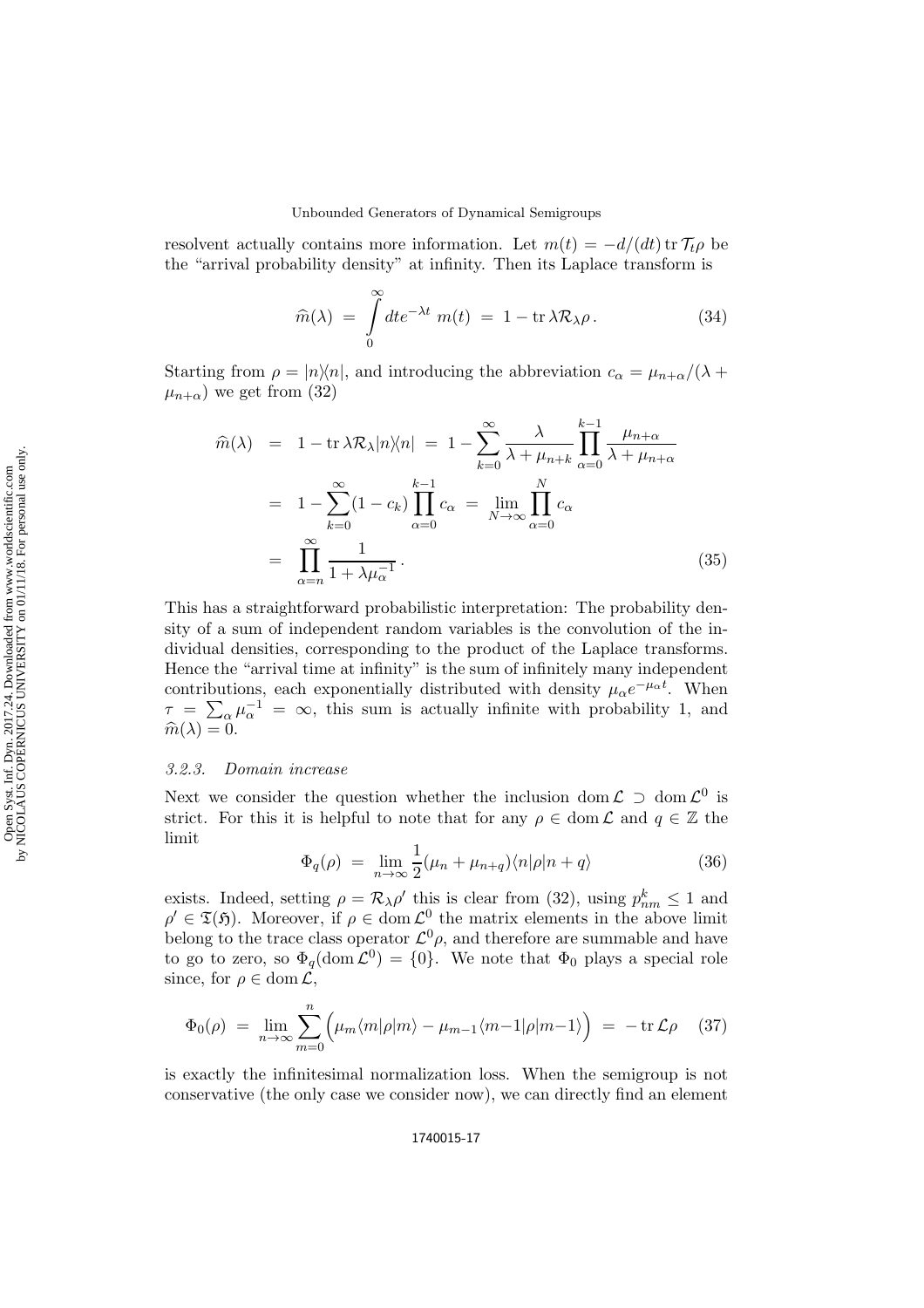resolvent actually contains more information. Let $m(t) = -d/(dt) \operatorname{tr} \mathcal{T}_t \rho$ be the "arrival probability density" at infinity. Then its Laplace transform is

$$\widehat{m}(\lambda) = \int_0^\infty dt e^{-\lambda t}\, m(t) = 1 - \operatorname{tr} \lambda \mathcal{R}_\lambda \rho \,. \tag{34}$$

Starting from $\rho = |n\rangle\langle n|$, and introducing the abbreviation $c_\alpha = \mu_{n+\alpha}/(\lambda + \mu_{n+\alpha})$ we get from (32)

$$\begin{aligned}
\widehat{m}(\lambda) &= 1 - \operatorname{tr} \lambda \mathcal{R}_\lambda |n\rangle\langle n| = 1 - \sum_{k=0}^\infty \frac{\lambda}{\lambda + \mu_{n+k}} \prod_{\alpha=0}^{k-1} \frac{\mu_{n+\alpha}}{\lambda + \mu_{n+\alpha}} \\
&= 1 - \sum_{k=0}^\infty (1 - c_k) \prod_{\alpha=0}^{k-1} c_\alpha = \lim_{N\to\infty} \prod_{\alpha=0}^N c_\alpha \\
&= \prod_{\alpha=n}^\infty \frac{1}{1 + \lambda \mu_\alpha^{-1}} \,.
\end{aligned} \tag{35}$$

This has a straightforward probabilistic interpretation: The probability density of a sum of independent random variables is the convolution of the individual densities, corresponding to the product of the Laplace transforms. Hence the "arrival time at infinity" is the sum of infinitely many independent contributions, each exponentially distributed with density $\mu_\alpha e^{-\mu_\alpha t}$. When $\tau = \sum_\alpha \mu_\alpha^{-1} = \infty$, this sum is actually infinite with probability 1, and $\widehat{m}(\lambda) = 0$.

### *3.2.3. Domain increase*

Next we consider the question whether the inclusion $\operatorname{dom} \mathcal{L} \supset \operatorname{dom} \mathcal{L}^0$ is strict. For this it is helpful to note that for any $\rho \in \operatorname{dom} \mathcal{L}$ and $q \in \mathbb{Z}$ the limit

$$\Phi_q(\rho) = \lim_{n\to\infty} \frac{1}{2} (\mu_n + \mu_{n+q}) \langle n|\rho|n+q\rangle \tag{36}$$

exists. Indeed, setting $\rho = \mathcal{R}_\lambda \rho'$ this is clear from (32), using $p^k_{nm} \leq 1$ and $\rho' \in \mathfrak{T}(\mathfrak{H})$. Moreover, if $\rho \in \operatorname{dom} \mathcal{L}^0$ the matrix elements in the above limit belong to the trace class operator $\mathcal{L}^0 \rho$, and therefore are summable and have to go to zero, so $\Phi_q(\operatorname{dom} \mathcal{L}^0) = \{0\}$. We note that $\Phi_0$ plays a special role since, for $\rho \in \operatorname{dom} \mathcal{L}$,

$$\Phi_0(\rho) = \lim_{n\to\infty} \sum_{m=0}^n \Big( \mu_m \langle m|\rho|m\rangle - \mu_{m-1} \langle m{-}1|\rho|m{-}1\rangle \Big) = -\operatorname{tr} \mathcal{L}\rho \tag{37}$$

is exactly the infinitesimal normalization loss. When the semigroup is not conservative (the only case we consider now), we can directly find an element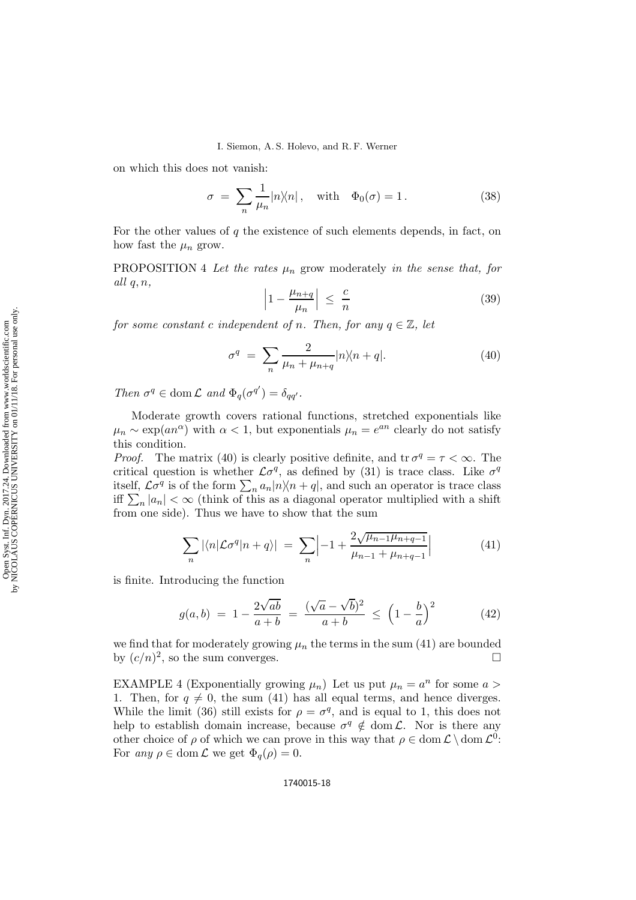on which this does not vanish:

$$\sigma = \sum_n \frac{1}{\mu_n} |n\rangle\langle n|, \quad \text{with} \quad \Phi_0(\sigma) = 1. \tag{38}$$

For the other values of $q$ the existence of such elements depends, in fact, on how fast the $\mu_n$ grow.

PROPOSITION 4 *Let the rates* $\mu_n$ grow moderately *in the sense that, for all* $q, n$,

$$\left|1 - \frac{\mu_{n+q}}{\mu_n}\right| \leq \frac{c}{n} \tag{39}$$

*for some constant* $c$ *independent of* $n$. *Then, for any* $q \in \mathbb{Z}$, *let*

$$\sigma^q = \sum_n \frac{2}{\mu_n + \mu_{n+q}} |n\rangle\langle n+q|. \tag{40}$$

*Then* $\sigma^q \in \operatorname{dom} \mathcal{L}$ *and* $\Phi_q(\sigma^{q'}) = \delta_{qq'}$.

Moderate growth covers rational functions, stretched exponentials like $\mu_n \sim \exp(an^\alpha)$ with $\alpha < 1$, but exponentials $\mu_n = e^{an}$ clearly do not satisfy this condition.

*Proof.* The matrix (40) is clearly positive definite, and $\operatorname{tr} \sigma^q = \tau < \infty$. The critical question is whether $\mathcal{L}\sigma^q$, as defined by (31) is trace class. Like $\sigma^q$ itself, $\mathcal{L}\sigma^q$ is of the form $\sum_n a_n |n\rangle\langle n+q|$, and such an operator is trace class iff $\sum_n |a_n| < \infty$ (think of this as a diagonal operator multiplied with a shift from one side). Thus we have to show that the sum

$$\sum_n |\langle n|\mathcal{L}\sigma^q|n+q\rangle| = \sum_n \left|-1 + \frac{2\sqrt{\mu_{n-1}\mu_{n+q-1}}}{\mu_{n-1} + \mu_{n+q-1}}\right| \tag{41}$$

is finite. Introducing the function

$$g(a,b) = 1 - \frac{2\sqrt{ab}}{a+b} = \frac{(\sqrt{a} - \sqrt{b})^2}{a+b} \leq \left(1 - \frac{b}{a}\right)^2 \tag{42}$$

we find that for moderately growing $\mu_n$ the terms in the sum (41) are bounded by $(c/n)^2$, so the sum converges. □

EXAMPLE 4 (Exponentially growing $\mu_n$) Let us put $\mu_n = a^n$ for some $a > 1$. Then, for $q \neq 0$, the sum (41) has all equal terms, and hence diverges. While the limit (36) still exists for $\rho = \sigma^q$, and is equal to 1, this does not help to establish domain increase, because $\sigma^q \notin \operatorname{dom} \mathcal{L}$. Nor is there any other choice of $\rho$ of which we can prove in this way that $\rho \in \operatorname{dom} \mathcal{L} \setminus \operatorname{dom} \mathcal{L}^0$: For *any* $\rho \in \operatorname{dom} \mathcal{L}$ we get $\Phi_q(\rho) = 0$.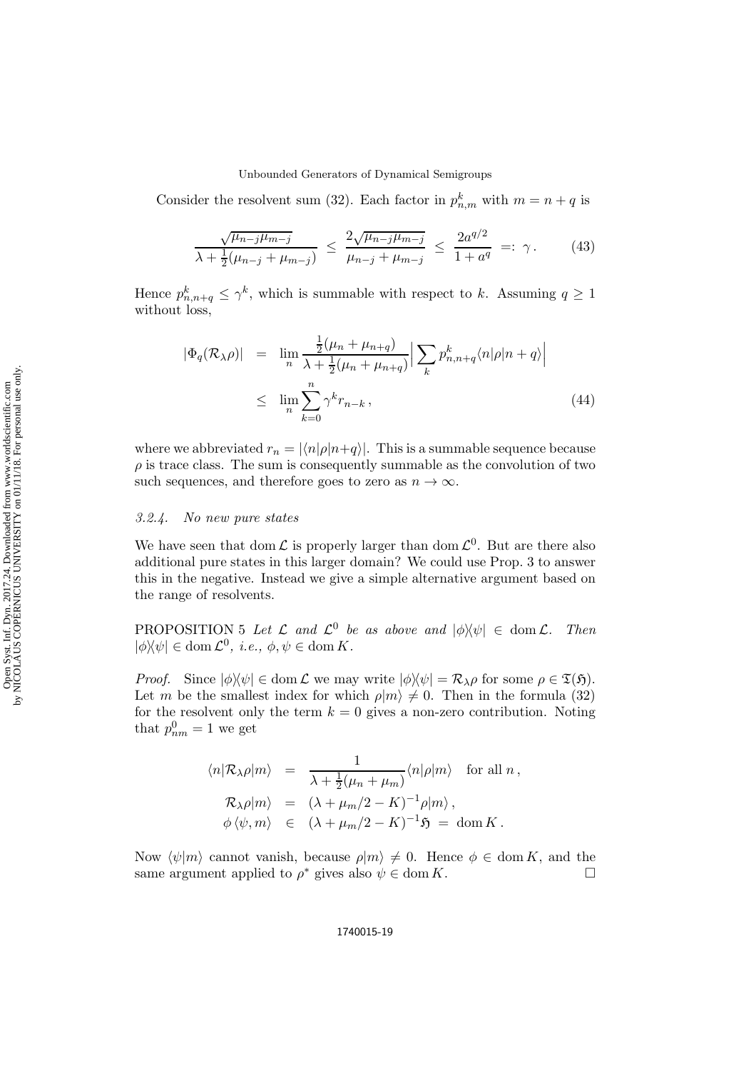Consider the resolvent sum (32). Each factor in $p^k_{n,m}$ with $m = n+q$ is

$$\frac{\sqrt{\mu_{n-j}\mu_{m-j}}}{\lambda + \frac{1}{2}(\mu_{n-j} + \mu_{m-j})} \;\leq\; \frac{2\sqrt{\mu_{n-j}\mu_{m-j}}}{\mu_{n-j} + \mu_{m-j}} \;\leq\; \frac{2a^{q/2}}{1+a^q} \;=:\; \gamma\,. \tag{43}$$

Hence $p^k_{n,n+q} \leq \gamma^k$, which is summable with respect to $k$. Assuming $q \geq 1$ without loss,

$$\begin{aligned}
|\Phi_q(\mathcal{R}_\lambda \rho)| &= \lim_n \frac{\frac{1}{2}(\mu_n + \mu_{n+q})}{\lambda + \frac{1}{2}(\mu_n + \mu_{n+q})}\Big|\sum_k p^k_{n,n+q}\langle n|\rho|n+q\rangle\Big| \\
&\leq \lim_n \sum_{k=0}^{n} \gamma^k r_{n-k}\,,
\end{aligned} \tag{44}$$

where we abbreviated $r_n = |\langle n|\rho|n{+}q\rangle|$. This is a summable sequence because $\rho$ is trace class. The sum is consequently summable as the convolution of two such sequences, and therefore goes to zero as $n \to \infty$.

### *3.2.4. No new pure states*

We have seen that $\operatorname{dom}\mathcal{L}$ is properly larger than $\operatorname{dom}\mathcal{L}^0$. But are there also additional pure states in this larger domain? We could use Prop. 3 to answer this in the negative. Instead we give a simple alternative argument based on the range of resolvents.

PROPOSITION 5 *Let $\mathcal{L}$ and $\mathcal{L}^0$ be as above and $|\phi\rangle\langle\psi| \in \operatorname{dom}\mathcal{L}$. Then $|\phi\rangle\langle\psi| \in \operatorname{dom}\mathcal{L}^0$, i.e., $\phi, \psi \in \operatorname{dom} K$.*

*Proof.* Since $|\phi\rangle\langle\psi| \in \operatorname{dom}\mathcal{L}$ we may write $|\phi\rangle\langle\psi| = \mathcal{R}_\lambda\rho$ for some $\rho \in \mathfrak{T}(\mathfrak{H})$. Let $m$ be the smallest index for which $\rho|m\rangle \neq 0$. Then in the formula (32) for the resolvent only the term $k = 0$ gives a non-zero contribution. Noting that $p^0_{nm} = 1$ we get

$$\begin{aligned}
\langle n|\mathcal{R}_\lambda\rho|m\rangle &= \frac{1}{\lambda + \frac{1}{2}(\mu_n + \mu_m)}\langle n|\rho|m\rangle \quad \text{for all } n\,, \\
\mathcal{R}_\lambda\rho|m\rangle &= (\lambda + \mu_m/2 - K)^{-1}\rho|m\rangle\,, \\
\phi\,\langle\psi, m\rangle &\in (\lambda + \mu_m/2 - K)^{-1}\mathfrak{H} \;=\; \operatorname{dom} K\,.
\end{aligned}$$

Now $\langle\psi|m\rangle$ cannot vanish, because $\rho|m\rangle \neq 0$. Hence $\phi \in \operatorname{dom} K$, and the same argument applied to $\rho^*$ gives also $\psi \in \operatorname{dom} K$. $\square$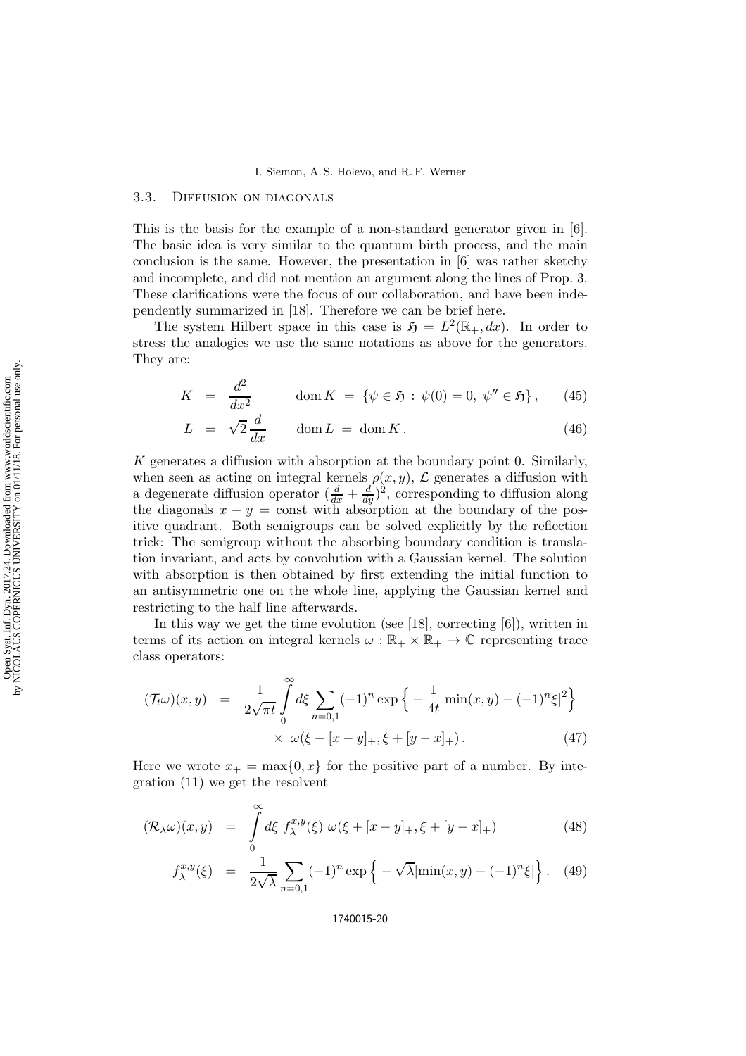### 3.3. Diffusion on diagonals

This is the basis for the example of a non-standard generator given in [6]. The basic idea is very similar to the quantum birth process, and the main conclusion is the same. However, the presentation in [6] was rather sketchy and incomplete, and did not mention an argument along the lines of Prop. 3. These clarifications were the focus of our collaboration, and have been independently summarized in [18]. Therefore we can be brief here.

The system Hilbert space in this case is $\mathfrak{H} = L^2(\mathbb{R}_+, dx)$. In order to stress the analogies we use the same notations as above for the generators. They are:

$$K = \frac{d^2}{dx^2} \qquad \operatorname{dom} K = \{\psi \in \mathfrak{H} : \psi(0) = 0,\ \psi'' \in \mathfrak{H}\}, \tag{45}$$

$$L = \sqrt{2}\,\frac{d}{dx} \qquad \operatorname{dom} L = \operatorname{dom} K. \tag{46}$$

$K$ generates a diffusion with absorption at the boundary point 0. Similarly, when seen as acting on integral kernels $\rho(x, y)$, $\mathcal{L}$ generates a diffusion with a degenerate diffusion operator $(\frac{d}{dx} + \frac{d}{dy})^2$, corresponding to diffusion along the diagonals $x - y = \text{const}$ with absorption at the boundary of the positive quadrant. Both semigroups can be solved explicitly by the reflection trick: The semigroup without the absorbing boundary condition is translation invariant, and acts by convolution with a Gaussian kernel. The solution with absorption is then obtained by first extending the initial function to an antisymmetric one on the whole line, applying the Gaussian kernel and restricting to the half line afterwards.

In this way we get the time evolution (see [18], correcting [6]), written in terms of its action on integral kernels $\omega : \mathbb{R}_+ \times \mathbb{R}_+ \to \mathbb{C}$ representing trace class operators:

$$(\mathcal{T}_t\omega)(x, y) = \frac{1}{2\sqrt{\pi t}} \int_0^\infty d\xi \sum_{n=0,1} (-1)^n \exp\Big\{ -\frac{1}{4t} |\min(x, y) - (-1)^n\xi|^2 \Big\} \times\ \omega(\xi + [x - y]_+, \xi + [y - x]_+). \tag{47}$$

Here we wrote $x_+ = \max\{0, x\}$ for the positive part of a number. By integration (11) we get the resolvent

$$(\mathcal{R}_\lambda\omega)(x, y) = \int_0^\infty d\xi\ f_\lambda^{x,y}(\xi)\ \omega(\xi + [x - y]_+, \xi + [y - x]_+) \tag{48}$$

$$f_\lambda^{x,y}(\xi) = \frac{1}{2\sqrt{\lambda}} \sum_{n=0,1} (-1)^n \exp\Big\{ -\sqrt{\lambda}|\min(x, y) - (-1)^n\xi| \Big\}. \tag{49}$$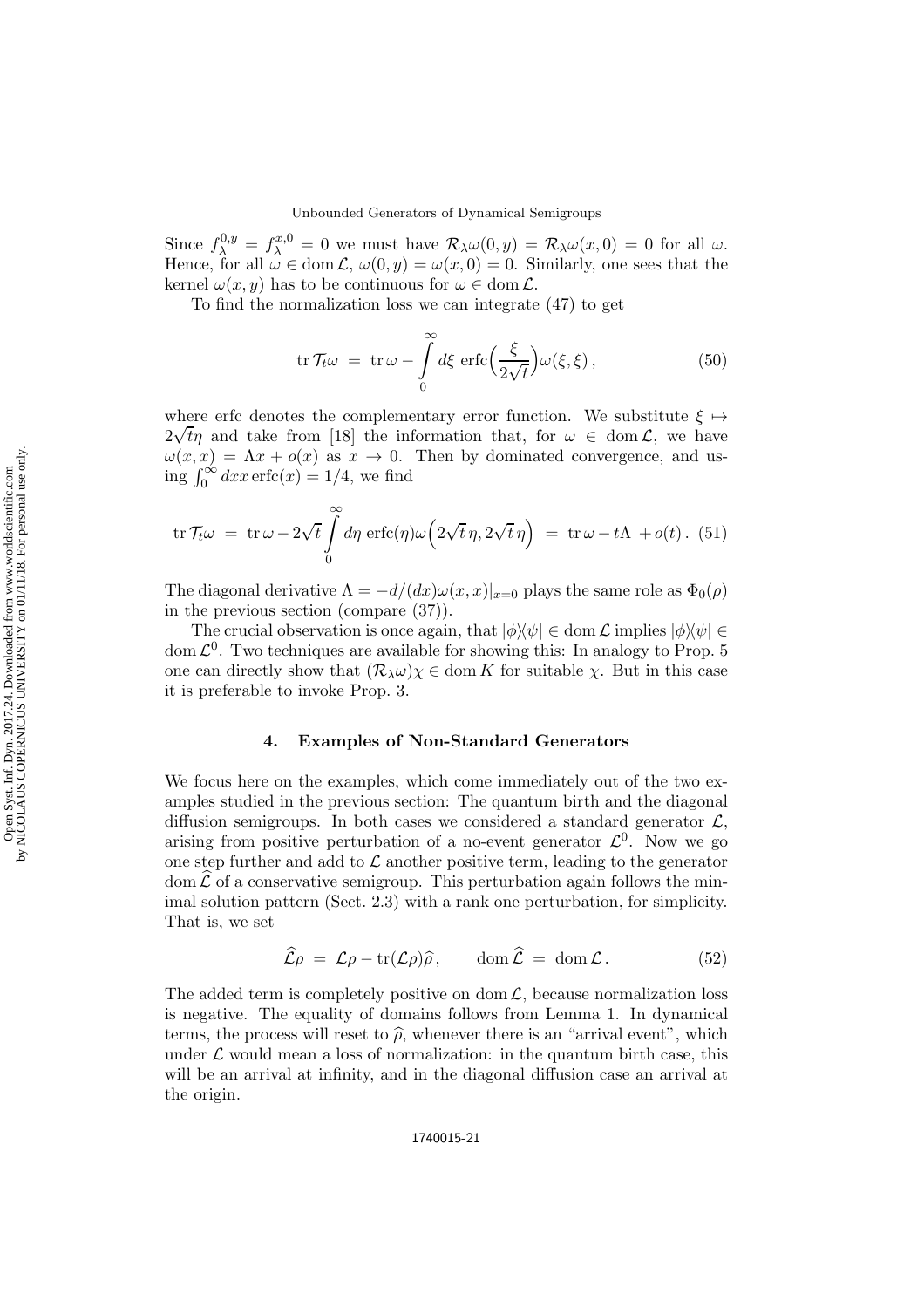Since $f_\lambda^{0,y} = f_\lambda^{x,0} = 0$ we must have $\mathcal{R}_\lambda\omega(0,y) = \mathcal{R}_\lambda\omega(x,0) = 0$ for all $\omega$. Hence, for all $\omega \in \operatorname{dom}\mathcal{L}$, $\omega(0,y) = \omega(x,0) = 0$. Similarly, one sees that the kernel $\omega(x,y)$ has to be continuous for $\omega \in \operatorname{dom}\mathcal{L}$.

To find the normalization loss we can integrate (47) to get

$$\operatorname{tr}\mathcal{T}_t\omega \;=\; \operatorname{tr}\omega - \int_0^\infty d\xi\, \operatorname{erfc}\Big(\frac{\xi}{2\sqrt{t}}\Big)\omega(\xi,\xi)\,, \tag{50}$$

where erfc denotes the complementary error function. We substitute $\xi \mapsto 2\sqrt{t}\eta$ and take from [18] the information that, for $\omega \in \operatorname{dom}\mathcal{L}$, we have $\omega(x,x) = \Lambda x + o(x)$ as $x \to 0$. Then by dominated convergence, and using $\int_0^\infty dx x\operatorname{erfc}(x) = 1/4$, we find

$$\operatorname{tr}\mathcal{T}_t\omega \;=\; \operatorname{tr}\omega - 2\sqrt{t}\int_0^\infty d\eta\, \operatorname{erfc}(\eta)\omega\Big(2\sqrt{t}\,\eta, 2\sqrt{t}\,\eta\Big) \;=\; \operatorname{tr}\omega - t\Lambda \,+ o(t)\,. \tag{51}$$

The diagonal derivative $\Lambda = -d/(dx)\omega(x,x)|_{x=0}$ plays the same role as $\Phi_0(\rho)$ in the previous section (compare (37)).

The crucial observation is once again, that $|\phi\rangle\langle\psi| \in \operatorname{dom}\mathcal{L}$ implies $|\phi\rangle\langle\psi| \in \operatorname{dom}\mathcal{L}^0$. Two techniques are available for showing this: In analogy to Prop. 5 one can directly show that $(\mathcal{R}_\lambda\omega)\chi \in \operatorname{dom}K$ for suitable $\chi$. But in this case it is preferable to invoke Prop. 3.

## 4. Examples of Non-Standard Generators

We focus here on the examples, which come immediately out of the two examples studied in the previous section: The quantum birth and the diagonal diffusion semigroups. In both cases we considered a standard generator $\mathcal{L}$, arising from positive perturbation of a no-event generator $\mathcal{L}^0$. Now we go one step further and add to $\mathcal{L}$ another positive term, leading to the generator $\operatorname{dom}\widehat{\mathcal{L}}$ of a conservative semigroup. This perturbation again follows the minimal solution pattern (Sect. 2.3) with a rank one perturbation, for simplicity. That is, we set

$$\widehat{\mathcal{L}}\rho \;=\; \mathcal{L}\rho - \operatorname{tr}(\mathcal{L}\rho)\widehat{\rho}\,, \qquad \operatorname{dom}\widehat{\mathcal{L}} \;=\; \operatorname{dom}\mathcal{L}\,. \tag{52}$$

The added term is completely positive on $\operatorname{dom}\mathcal{L}$, because normalization loss is negative. The equality of domains follows from Lemma 1. In dynamical terms, the process will reset to $\widehat{\rho}$, whenever there is an "arrival event", which under $\mathcal{L}$ would mean a loss of normalization: in the quantum birth case, this will be an arrival at infinity, and in the diagonal diffusion case an arrival at the origin.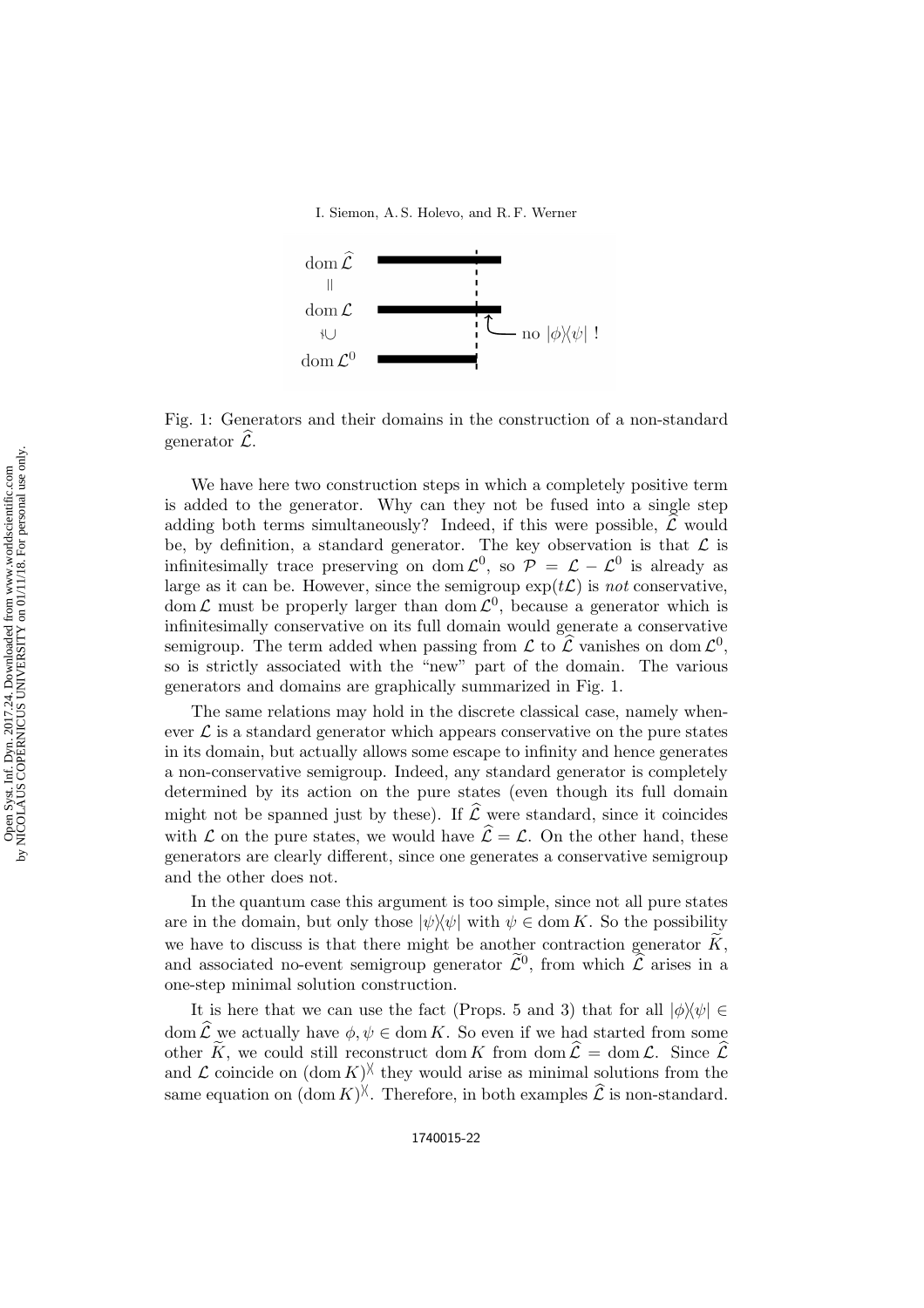Fig. 1: Generators and their domains in the construction of a non-standard generator $\widehat{\mathcal{L}}$.

We have here two construction steps in which a completely positive term is added to the generator. Why can they not be fused into a single step adding both terms simultaneously? Indeed, if this were possible, $\widehat{\mathcal{L}}$ would be, by definition, a standard generator. The key observation is that $\mathcal{L}$ is infinitesimally trace preserving on $\operatorname{dom}\mathcal{L}^0$, so $\mathcal{P} = \mathcal{L} - \mathcal{L}^0$ is already as large as it can be. However, since the semigroup $\exp(t\mathcal{L})$ is *not* conservative, $\operatorname{dom}\mathcal{L}$ must be properly larger than $\operatorname{dom}\mathcal{L}^0$, because a generator which is infinitesimally conservative on its full domain would generate a conservative semigroup. The term added when passing from $\mathcal{L}$ to $\widehat{\mathcal{L}}$ vanishes on $\operatorname{dom}\mathcal{L}^0$, so is strictly associated with the "new" part of the domain. The various generators and domains are graphically summarized in Fig. 1.

The same relations may hold in the discrete classical case, namely whenever $\mathcal{L}$ is a standard generator which appears conservative on the pure states in its domain, but actually allows some escape to infinity and hence generates a non-conservative semigroup. Indeed, any standard generator is completely determined by its action on the pure states (even though its full domain might not be spanned just by these). If $\widehat{\mathcal{L}}$ were standard, since it coincides with $\mathcal{L}$ on the pure states, we would have $\widehat{\mathcal{L}} = \mathcal{L}$. On the other hand, these generators are clearly different, since one generates a conservative semigroup and the other does not.

In the quantum case this argument is too simple, since not all pure states are in the domain, but only those $|\psi\rangle\langle\psi|$ with $\psi \in \operatorname{dom} K$. So the possibility we have to discuss is that there might be another contraction generator $\widetilde{K}$, and associated no-event semigroup generator $\widetilde{\mathcal{L}}^0$, from which $\widehat{\mathcal{L}}$ arises in a one-step minimal solution construction.

It is here that we can use the fact (Props. 5 and 3) that for all $|\phi\rangle\langle\psi| \in \operatorname{dom}\widehat{\mathcal{L}}$ we actually have $\phi, \psi \in \operatorname{dom} K$. So even if we had started from some other $\widetilde{K}$, we could still reconstruct $\operatorname{dom} K$ from $\operatorname{dom}\widehat{\mathcal{L}} = \operatorname{dom}\mathcal{L}$. Since $\widehat{\mathcal{L}}$ and $\mathcal{L}$ coincide on $(\operatorname{dom} K)^{)(}$ they would arise as minimal solutions from the same equation on $(\operatorname{dom} K)^{)(}$. Therefore, in both examples $\widehat{\mathcal{L}}$ is non-standard.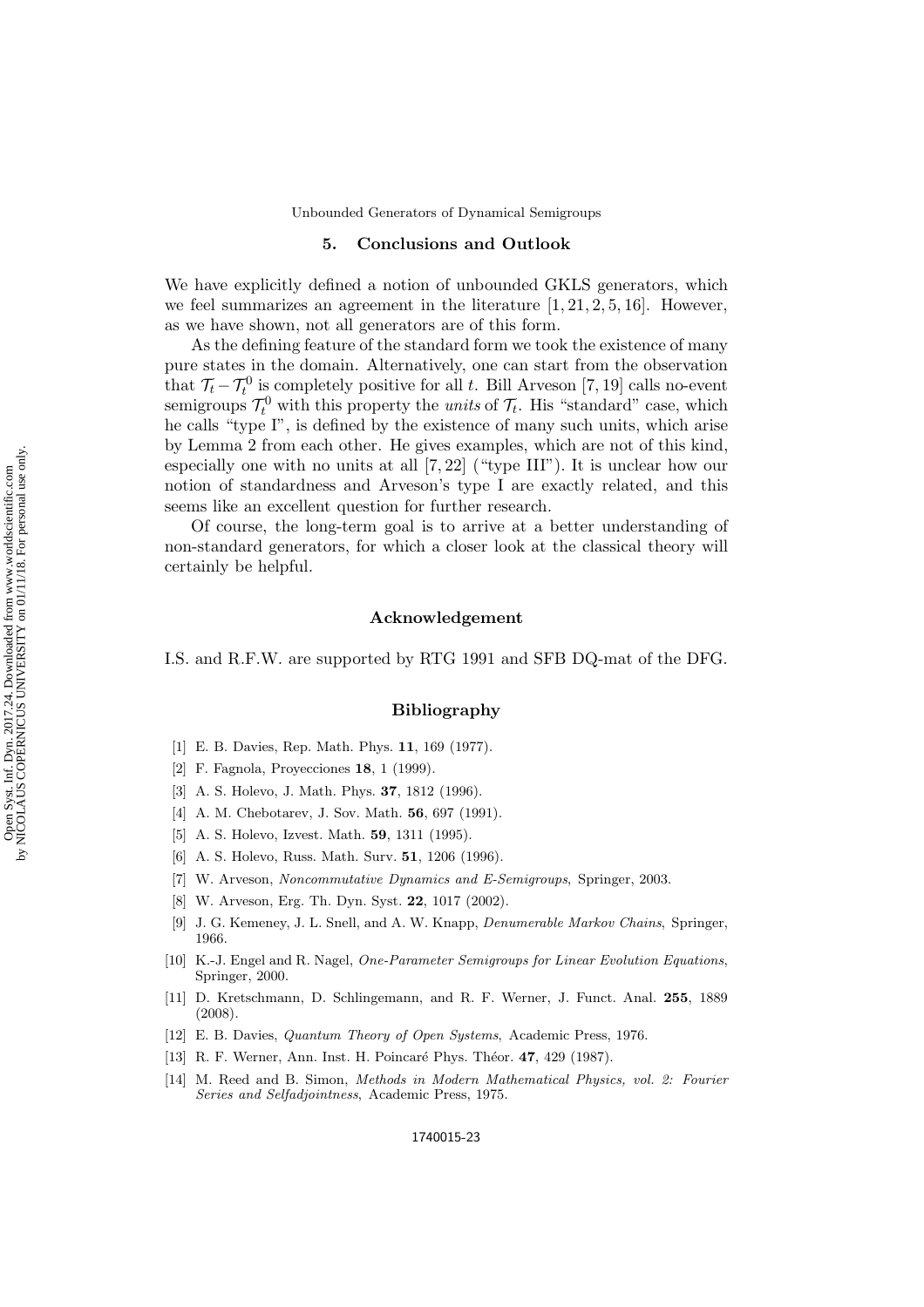## 5. Conclusions and Outlook

We have explicitly defined a notion of unbounded GKLS generators, which we feel summarizes an agreement in the literature [1, 21, 2, 5, 16]. However, as we have shown, not all generators are of this form.

As the defining feature of the standard form we took the existence of many pure states in the domain. Alternatively, one can start from the observation that $\mathcal{T}_t - \mathcal{T}_t^0$ is completely positive for all $t$. Bill Arveson [7, 19] calls no-event semigroups $\mathcal{T}_t^0$ with this property the *units* of $\mathcal{T}_t$. His "standard" case, which he calls "type I", is defined by the existence of many such units, which arise by Lemma 2 from each other. He gives examples, which are not of this kind, especially one with no units at all [7, 22] ("type III"). It is unclear how our notion of standardness and Arveson's type I are exactly related, and this seems like an excellent question for further research.

Of course, the long-term goal is to arrive at a better understanding of non-standard generators, for which a closer look at the classical theory will certainly be helpful.

## Acknowledgement

I.S. and R.F.W. are supported by RTG 1991 and SFB DQ-mat of the DFG.

## Bibliography

[1] E. B. Davies, Rep. Math. Phys. **11**, 169 (1977).

[2] F. Fagnola, Proyecciones **18**, 1 (1999).

[3] A. S. Holevo, J. Math. Phys. **37**, 1812 (1996).

[4] A. M. Chebotarev, J. Sov. Math. **56**, 697 (1991).

[5] A. S. Holevo, Izvest. Math. **59**, 1311 (1995).

[6] A. S. Holevo, Russ. Math. Surv. **51**, 1206 (1996).

[7] W. Arveson, *Noncommutative Dynamics and E-Semigroups*, Springer, 2003.

[8] W. Arveson, Erg. Th. Dyn. Syst. **22**, 1017 (2002).

[9] J. G. Kemeney, J. L. Snell, and A. W. Knapp, *Denumerable Markov Chains*, Springer, 1966.

[10] K.-J. Engel and R. Nagel, *One-Parameter Semigroups for Linear Evolution Equations*, Springer, 2000.

[11] D. Kretschmann, D. Schlingemann, and R. F. Werner, J. Funct. Anal. **255**, 1889 (2008).

[12] E. B. Davies, *Quantum Theory of Open Systems*, Academic Press, 1976.

[13] R. F. Werner, Ann. Inst. H. Poincaré Phys. Théor. **47**, 429 (1987).

[14] M. Reed and B. Simon, *Methods in Modern Mathematical Physics, vol. 2: Fourier Series and Selfadjointness*, Academic Press, 1975.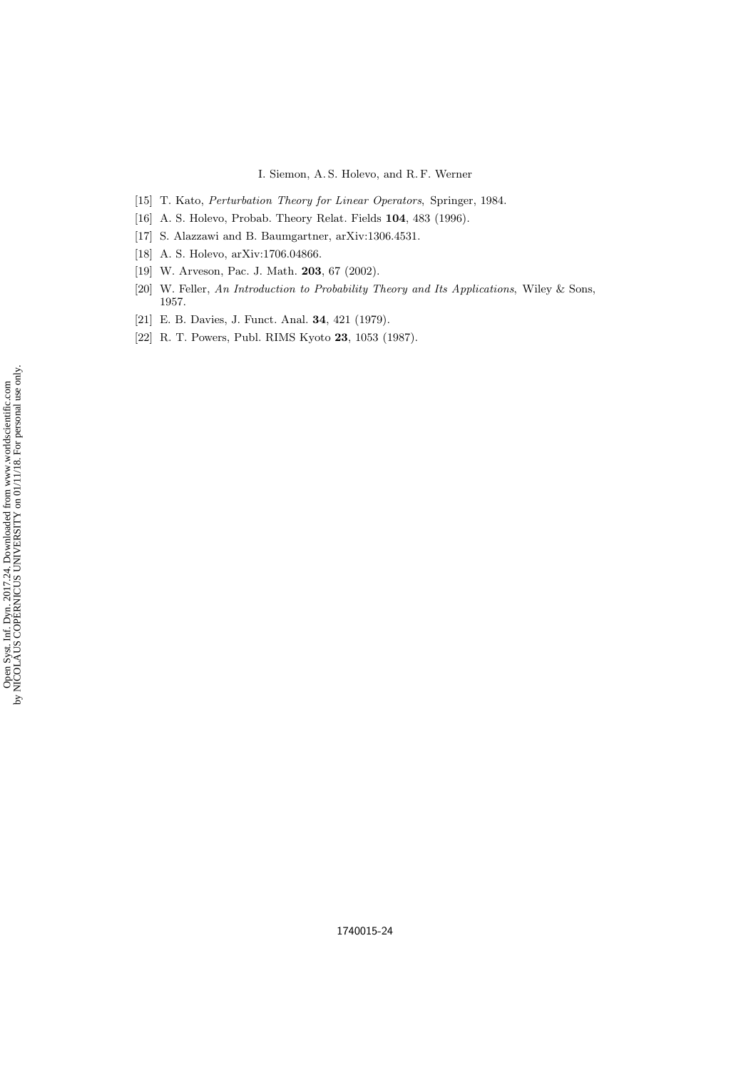[15] T. Kato, *Perturbation Theory for Linear Operators*, Springer, 1984.

[16] A. S. Holevo, Probab. Theory Relat. Fields **104**, 483 (1996).

[17] S. Alazzawi and B. Baumgartner, arXiv:1306.4531.

[18] A. S. Holevo, arXiv:1706.04866.

[19] W. Arveson, Pac. J. Math. **203**, 67 (2002).

[20] W. Feller, *An Introduction to Probability Theory and Its Applications*, Wiley & Sons, 1957.

[21] E. B. Davies, J. Funct. Anal. **34**, 421 (1979).

[22] R. T. Powers, Publ. RIMS Kyoto **23**, 1053 (1987).